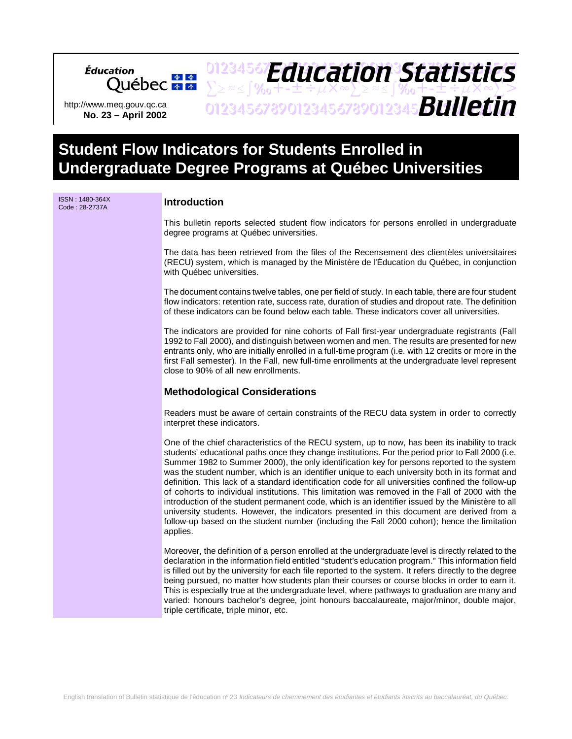Éducation Québec

http://www.meq.gouv.qc.ca
**No. 23 – April 2002**

# Education Statistics Bulletin

# Student Flow Indicators for Students Enrolled in Undergraduate Degree Programs at Québec Universities

ISSN : 1480-364X
Code : 28-2737A

## Introduction

This bulletin reports selected student flow indicators for persons enrolled in undergraduate degree programs at Québec universities.

The data has been retrieved from the files of the Recensement des clientèles universitaires (RECU) system, which is managed by the Ministère de l'Éducation du Québec, in conjunction with Québec universities.

The document contains twelve tables, one per field of study. In each table, there are four student flow indicators: retention rate, success rate, duration of studies and dropout rate. The definition of these indicators can be found below each table. These indicators cover all universities.

The indicators are provided for nine cohorts of Fall first-year undergraduate registrants (Fall 1992 to Fall 2000), and distinguish between women and men. The results are presented for new entrants only, who are initially enrolled in a full-time program (i.e. with 12 credits or more in the first Fall semester). In the Fall, new full-time enrollments at the undergraduate level represent close to 90% of all new enrollments.

## Methodological Considerations

Readers must be aware of certain constraints of the RECU data system in order to correctly interpret these indicators.

One of the chief characteristics of the RECU system, up to now, has been its inability to track students' educational paths once they change institutions. For the period prior to Fall 2000 (i.e. Summer 1982 to Summer 2000), the only identification key for persons reported to the system was the student number, which is an identifier unique to each university both in its format and definition. This lack of a standard identification code for all universities confined the follow-up of cohorts to individual institutions. This limitation was removed in the Fall of 2000 with the introduction of the student permanent code, which is an identifier issued by the Ministère to all university students. However, the indicators presented in this document are derived from a follow-up based on the student number (including the Fall 2000 cohort); hence the limitation applies.

Moreover, the definition of a person enrolled at the undergraduate level is directly related to the declaration in the information field entitled "student's education program." This information field is filled out by the university for each file reported to the system. It refers directly to the degree being pursued, no matter how students plan their courses or course blocks in order to earn it. This is especially true at the undergraduate level, where pathways to graduation are many and varied: honours bachelor's degree, joint honours baccalaureate, major/minor, double major, triple certificate, triple minor, etc.

English translation of Bulletin statistique de l'éducation n° 23 *Indicateurs de cheminement des étudiantes et étudiants inscrits au baccalauréat, du Québec.*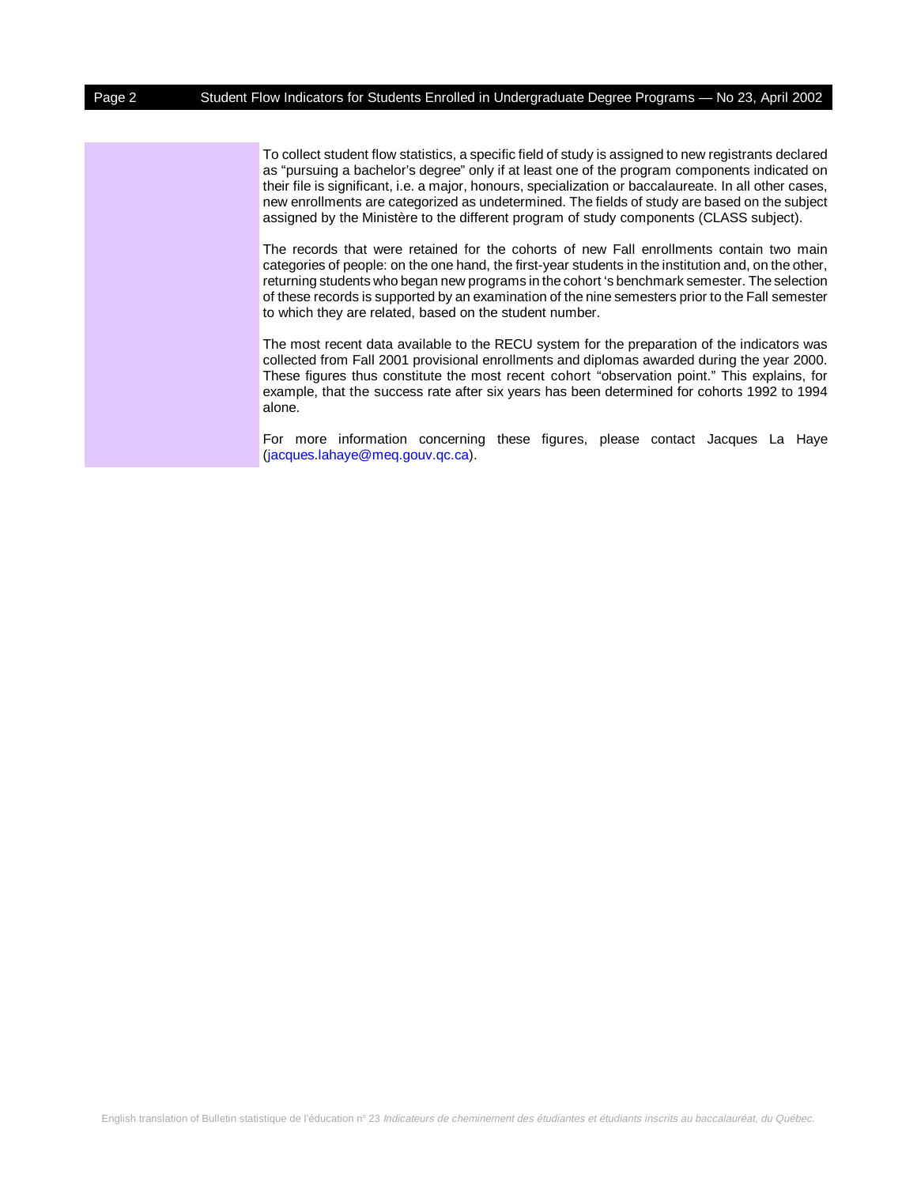To collect student flow statistics, a specific field of study is assigned to new registrants declared as "pursuing a bachelor's degree" only if at least one of the program components indicated on their file is significant, i.e. a major, honours, specialization or baccalaureate. In all other cases, new enrollments are categorized as undetermined. The fields of study are based on the subject assigned by the Ministère to the different program of study components (CLASS subject).

The records that were retained for the cohorts of new Fall enrollments contain two main categories of people: on the one hand, the first-year students in the institution and, on the other, returning students who began new programs in the cohort 's benchmark semester. The selection of these records is supported by an examination of the nine semesters prior to the Fall semester to which they are related, based on the student number.

The most recent data available to the RECU system for the preparation of the indicators was collected from Fall 2001 provisional enrollments and diplomas awarded during the year 2000. These figures thus constitute the most recent cohort "observation point." This explains, for example, that the success rate after six years has been determined for cohorts 1992 to 1994 alone.

For more information concerning these figures, please contact Jacques La Haye (jacques.lahaye@meq.gouv.qc.ca).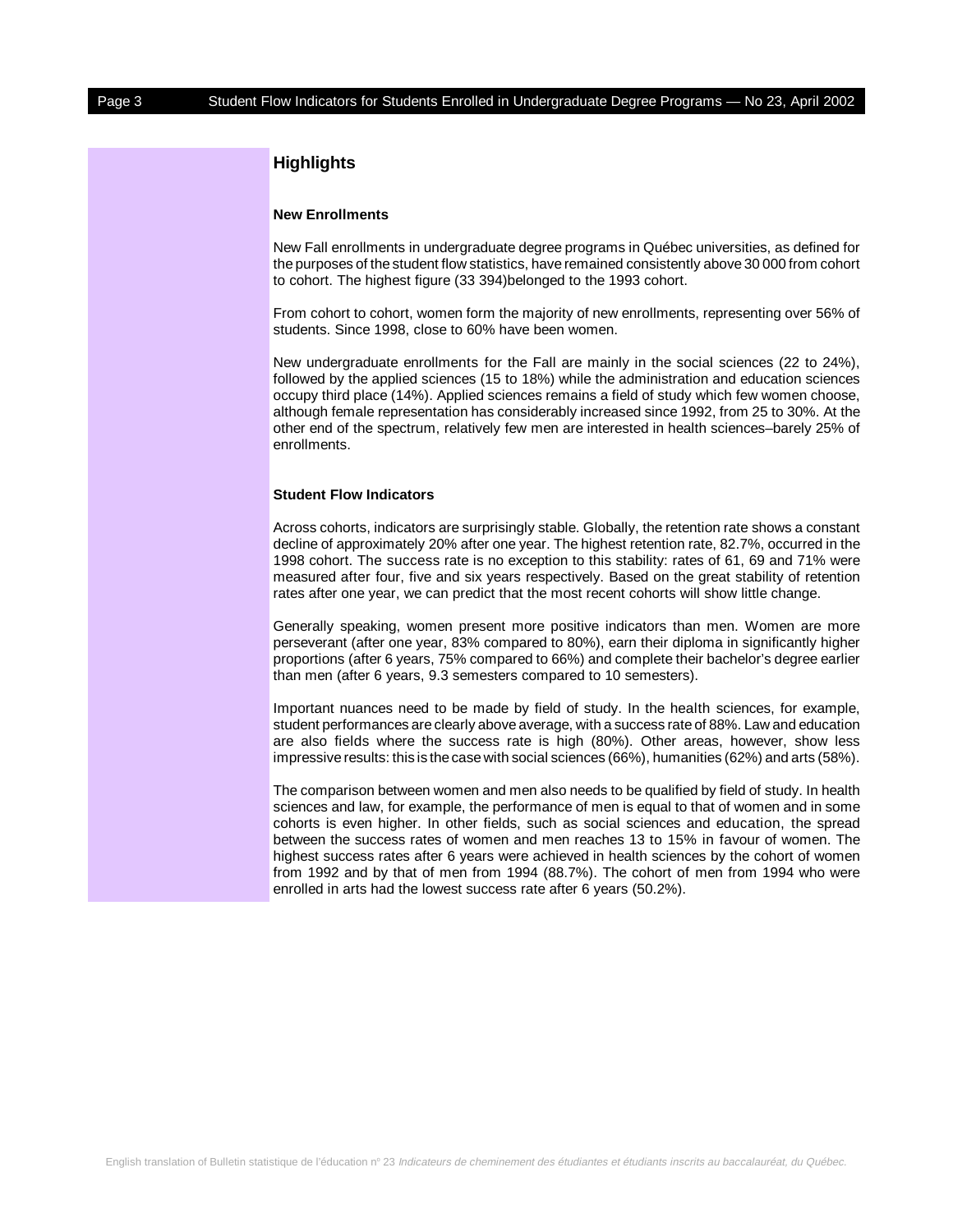## Highlights

### New Enrollments

New Fall enrollments in undergraduate degree programs in Québec universities, as defined for the purposes of the student flow statistics, have remained consistently above 30 000 from cohort to cohort. The highest figure (33 394)belonged to the 1993 cohort.

From cohort to cohort, women form the majority of new enrollments, representing over 56% of students. Since 1998, close to 60% have been women.

New undergraduate enrollments for the Fall are mainly in the social sciences (22 to 24%), followed by the applied sciences (15 to 18%) while the administration and education sciences occupy third place (14%). Applied sciences remains a field of study which few women choose, although female representation has considerably increased since 1992, from 25 to 30%. At the other end of the spectrum, relatively few men are interested in health sciences–barely 25% of enrollments.

### Student Flow Indicators

Across cohorts, indicators are surprisingly stable. Globally, the retention rate shows a constant decline of approximately 20% after one year. The highest retention rate, 82.7%, occurred in the 1998 cohort. The success rate is no exception to this stability: rates of 61, 69 and 71% were measured after four, five and six years respectively. Based on the great stability of retention rates after one year, we can predict that the most recent cohorts will show little change.

Generally speaking, women present more positive indicators than men. Women are more perseverant (after one year, 83% compared to 80%), earn their diploma in significantly higher proportions (after 6 years, 75% compared to 66%) and complete their bachelor's degree earlier than men (after 6 years, 9.3 semesters compared to 10 semesters).

Important nuances need to be made by field of study. In the health sciences, for example, student performances are clearly above average, with a success rate of 88%. Law and education are also fields where the success rate is high (80%). Other areas, however, show less impressive results: this is the case with social sciences (66%), humanities (62%) and arts (58%).

The comparison between women and men also needs to be qualified by field of study. In health sciences and law, for example, the performance of men is equal to that of women and in some cohorts is even higher. In other fields, such as social sciences and education, the spread between the success rates of women and men reaches 13 to 15% in favour of women. The highest success rates after 6 years were achieved in health sciences by the cohort of women from 1992 and by that of men from 1994 (88.7%). The cohort of men from 1994 who were enrolled in arts had the lowest success rate after 6 years (50.2%).

English translation of Bulletin statistique de l'éducation n° 23 *Indicateurs de cheminement des étudiantes et étudiants inscrits au baccalauréat, du Québec.*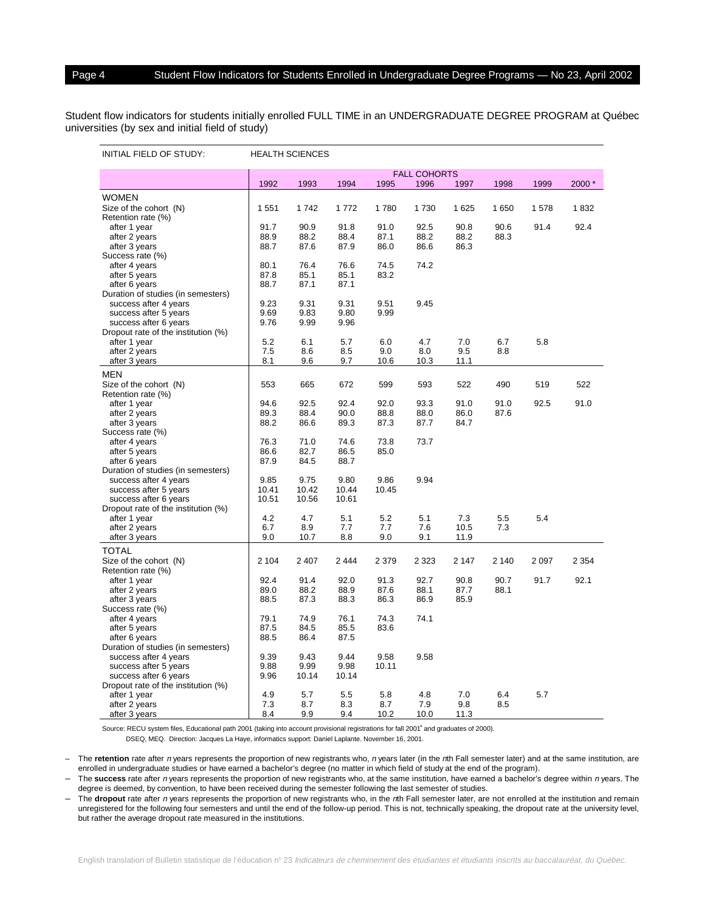Student flow indicators for students initially enrolled FULL TIME in an UNDERGRADUATE DEGREE PROGRAM at Québec universities (by sex and initial field of study)

| INITIAL FIELD OF STUDY: HEALTH SCIENCES | FALL COHORTS | | | | | | | | |
|---|---|---|---|---|---|---|---|---|---|
| | 1992 | 1993 | 1994 | 1995 | 1996 | 1997 | 1998 | 1999 | 2000 * |
| **WOMEN** | | | | | | | | | |
| Size of the cohort (N) | 1 551 | 1 742 | 1 772 | 1 780 | 1 730 | 1 625 | 1 650 | 1 578 | 1 832 |
| Retention rate (%) | | | | | | | | | |
| after 1 year | 91.7 | 90.9 | 91.8 | 91.0 | 92.5 | 90.8 | 90.6 | 91.4 | 92.4 |
| after 2 years | 88.9 | 88.2 | 88.4 | 87.1 | 88.2 | 88.2 | 88.3 | | |
| after 3 years | 88.7 | 87.6 | 87.9 | 86.0 | 86.6 | 86.3 | | | |
| Success rate (%) | | | | | | | | | |
| after 4 years | 80.1 | 76.4 | 76.6 | 74.5 | 74.2 | | | | |
| after 5 years | 87.8 | 85.1 | 85.1 | 83.2 | | | | | |
| after 6 years | 88.7 | 87.1 | 87.1 | | | | | | |
| Duration of studies (in semesters) | | | | | | | | | |
| success after 4 years | 9.23 | 9.31 | 9.31 | 9.51 | 9.45 | | | | |
| success after 5 years | 9.69 | 9.83 | 9.80 | 9.99 | | | | | |
| success after 6 years | 9.76 | 9.99 | 9.96 | | | | | | |
| Dropout rate of the institution (%) | | | | | | | | | |
| after 1 year | 5.2 | 6.1 | 5.7 | 6.0 | 4.7 | 7.0 | 6.7 | 5.8 | |
| after 2 years | 7.5 | 8.6 | 8.5 | 9.0 | 8.0 | 9.5 | 8.8 | | |
| after 3 years | 8.1 | 9.6 | 9.7 | 10.6 | 10.3 | 11.1 | | | |
| **MEN** | | | | | | | | | |
| Size of the cohort (N) | 553 | 665 | 672 | 599 | 593 | 522 | 490 | 519 | 522 |
| Retention rate (%) | | | | | | | | | |
| after 1 year | 94.6 | 92.5 | 92.4 | 92.0 | 93.3 | 91.0 | 91.0 | 92.5 | 91.0 |
| after 2 years | 89.3 | 88.4 | 90.0 | 88.8 | 88.0 | 86.0 | 87.6 | | |
| after 3 years | 88.2 | 86.6 | 89.3 | 87.3 | 87.7 | 84.7 | | | |
| Success rate (%) | | | | | | | | | |
| after 4 years | 76.3 | 71.0 | 74.6 | 73.8 | 73.7 | | | | |
| after 5 years | 86.6 | 82.7 | 86.5 | 85.0 | | | | | |
| after 6 years | 87.9 | 84.5 | 88.7 | | | | | | |
| Duration of studies (in semesters) | | | | | | | | | |
| success after 4 years | 9.85 | 9.75 | 9.80 | 9.86 | 9.94 | | | | |
| success after 5 years | 10.41 | 10.42 | 10.44 | 10.45 | | | | | |
| success after 6 years | 10.51 | 10.56 | 10.61 | | | | | | |
| Dropout rate of the institution (%) | | | | | | | | | |
| after 1 year | 4.2 | 4.7 | 5.1 | 5.2 | 5.1 | 7.3 | 5.5 | 5.4 | |
| after 2 years | 6.7 | 8.9 | 7.7 | 7.7 | 7.6 | 10.5 | 7.3 | | |
| after 3 years | 9.0 | 10.7 | 8.8 | 9.0 | 9.1 | 11.9 | | | |
| **TOTAL** | | | | | | | | | |
| Size of the cohort (N) | 2 104 | 2 407 | 2 444 | 2 379 | 2 323 | 2 147 | 2 140 | 2 097 | 2 354 |
| Retention rate (%) | | | | | | | | | |
| after 1 year | 92.4 | 91.4 | 92.0 | 91.3 | 92.7 | 90.8 | 90.7 | 91.7 | 92.1 |
| after 2 years | 89.0 | 88.2 | 88.9 | 87.6 | 88.1 | 87.7 | 88.1 | | |
| after 3 years | 88.5 | 87.3 | 88.3 | 86.3 | 86.9 | 85.9 | | | |
| Success rate (%) | | | | | | | | | |
| after 4 years | 79.1 | 74.9 | 76.1 | 74.3 | 74.1 | | | | |
| after 5 years | 87.5 | 84.5 | 85.5 | 83.6 | | | | | |
| after 6 years | 88.5 | 86.4 | 87.5 | | | | | | |
| Duration of studies (in semesters) | | | | | | | | | |
| success after 4 years | 9.39 | 9.43 | 9.44 | 9.58 | 9.58 | | | | |
| success after 5 years | 9.88 | 9.99 | 9.98 | 10.11 | | | | | |
| success after 6 years | 9.96 | 10.14 | 10.14 | | | | | | |
| Dropout rate of the institution (%) | | | | | | | | | |
| after 1 year | 4.9 | 5.7 | 5.5 | 5.8 | 4.8 | 7.0 | 6.4 | 5.7 | |
| after 2 years | 7.3 | 8.7 | 8.3 | 8.7 | 7.9 | 9.8 | 8.5 | | |
| after 3 years | 8.4 | 9.9 | 9.4 | 10.2 | 10.0 | 11.3 | | | |

Source: RECU system files, Educational path 2001 (taking into account provisional registrations for fall 2001* and graduates of 2000).
DSEQ, MEQ. Direction: Jacques La Haye, informatics support: Daniel Laplante. November 16, 2001.

– The **retention** rate after *n* years represents the proportion of new registrants who, *n* years later (in the *n*th Fall semester later) and at the same institution, are enrolled in undergraduate studies or have earned a bachelor's degree (no matter in which field of study at the end of the program).
– The **success** rate after *n* years represents the proportion of new registrants who, at the same institution, have earned a bachelor's degree within *n* years. The degree is deemed, by convention, to have been received during the semester following the last semester of studies.
– The **dropout** rate after *n* years represents the proportion of new registrants who, in the *n*th Fall semester later, are not enrolled at the institution and remain unregistered for the following four semesters and until the end of the follow-up period. This is not, technically speaking, the dropout rate at the university level, but rather the average dropout rate measured in the institutions.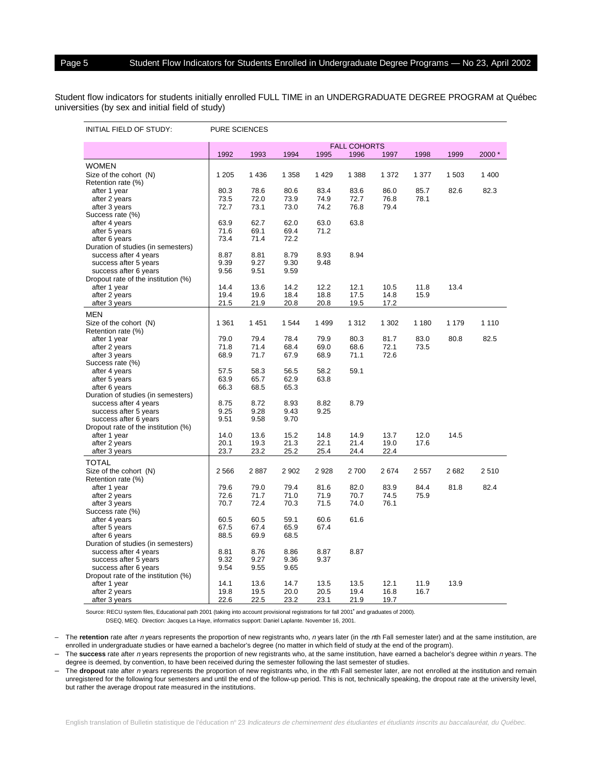Student flow indicators for students initially enrolled FULL TIME in an UNDERGRADUATE DEGREE PROGRAM at Québec universities (by sex and initial field of study)

INITIAL FIELD OF STUDY: PURE SCIENCES

| | FALL COHORTS | | | | | | | | |
|---|---|---|---|---|---|---|---|---|---|
| | 1992 | 1993 | 1994 | 1995 | 1996 | 1997 | 1998 | 1999 | 2000 * |
| **WOMEN** | | | | | | | | | |
| Size of the cohort (N) | 1 205 | 1 436 | 1 358 | 1 429 | 1 388 | 1 372 | 1 377 | 1 503 | 1 400 |
| Retention rate (%) | | | | | | | | | |
| after 1 year | 80.3 | 78.6 | 80.6 | 83.4 | 83.6 | 86.0 | 85.7 | 82.6 | 82.3 |
| after 2 years | 73.5 | 72.0 | 73.9 | 74.9 | 72.7 | 76.8 | 78.1 | | |
| after 3 years | 72.7 | 73.1 | 73.0 | 74.2 | 76.8 | 79.4 | | | |
| Success rate (%) | | | | | | | | | |
| after 4 years | 63.9 | 62.7 | 62.0 | 63.0 | 63.8 | | | | |
| after 5 years | 71.6 | 69.1 | 69.4 | 71.2 | | | | | |
| after 6 years | 73.4 | 71.4 | 72.2 | | | | | | |
| Duration of studies (in semesters) | | | | | | | | | |
| success after 4 years | 8.87 | 8.81 | 8.79 | 8.93 | 8.94 | | | | |
| success after 5 years | 9.39 | 9.27 | 9.30 | 9.48 | | | | | |
| success after 6 years | 9.56 | 9.51 | 9.59 | | | | | | |
| Dropout rate of the institution (%) | | | | | | | | | |
| after 1 year | 14.4 | 13.6 | 14.2 | 12.2 | 12.1 | 10.5 | 11.8 | 13.4 | |
| after 2 years | 19.4 | 19.6 | 18.4 | 18.8 | 17.5 | 14.8 | 15.9 | | |
| after 3 years | 21.5 | 21.9 | 20.8 | 20.8 | 19.5 | 17.2 | | | |
| **MEN** | | | | | | | | | |
| Size of the cohort (N) | 1 361 | 1 451 | 1 544 | 1 499 | 1 312 | 1 302 | 1 180 | 1 179 | 1 110 |
| Retention rate (%) | | | | | | | | | |
| after 1 year | 79.0 | 79.4 | 78.4 | 79.9 | 80.3 | 81.7 | 83.0 | 80.8 | 82.5 |
| after 2 years | 71.8 | 71.4 | 68.4 | 69.0 | 68.6 | 72.1 | 73.5 | | |
| after 3 years | 68.9 | 71.7 | 67.9 | 68.9 | 71.1 | 72.6 | | | |
| Success rate (%) | | | | | | | | | |
| after 4 years | 57.5 | 58.3 | 56.5 | 58.2 | 59.1 | | | | |
| after 5 years | 63.9 | 65.7 | 62.9 | 63.8 | | | | | |
| after 6 years | 66.3 | 68.5 | 65.3 | | | | | | |
| Duration of studies (in semesters) | | | | | | | | | |
| success after 4 years | 8.75 | 8.72 | 8.93 | 8.82 | 8.79 | | | | |
| success after 5 years | 9.25 | 9.28 | 9.43 | 9.25 | | | | | |
| success after 6 years | 9.51 | 9.58 | 9.70 | | | | | | |
| Dropout rate of the institution (%) | | | | | | | | | |
| after 1 year | 14.0 | 13.6 | 15.2 | 14.8 | 14.9 | 13.7 | 12.0 | 14.5 | |
| after 2 years | 20.1 | 19.3 | 21.3 | 22.1 | 21.4 | 19.0 | 17.6 | | |
| after 3 years | 23.7 | 23.2 | 25.2 | 25.4 | 24.4 | 22.4 | | | |
| **TOTAL** | | | | | | | | | |
| Size of the cohort (N) | 2 566 | 2 887 | 2 902 | 2 928 | 2 700 | 2 674 | 2 557 | 2 682 | 2 510 |
| Retention rate (%) | | | | | | | | | |
| after 1 year | 79.6 | 79.0 | 79.4 | 81.6 | 82.0 | 83.9 | 84.4 | 81.8 | 82.4 |
| after 2 years | 72.6 | 71.7 | 71.0 | 71.9 | 70.7 | 74.5 | 75.9 | | |
| after 3 years | 70.7 | 72.4 | 70.3 | 71.5 | 74.0 | 76.1 | | | |
| Success rate (%) | | | | | | | | | |
| after 4 years | 60.5 | 60.5 | 59.1 | 60.6 | 61.6 | | | | |
| after 5 years | 67.5 | 67.4 | 65.9 | 67.4 | | | | | |
| after 6 years | 88.5 | 69.9 | 68.5 | | | | | | |
| Duration of studies (in semesters) | | | | | | | | | |
| success after 4 years | 8.81 | 8.76 | 8.86 | 8.87 | 8.87 | | | | |
| success after 5 years | 9.32 | 9.27 | 9.36 | 9.37 | | | | | |
| success after 6 years | 9.54 | 9.55 | 9.65 | | | | | | |
| Dropout rate of the institution (%) | | | | | | | | | |
| after 1 year | 14.1 | 13.6 | 14.7 | 13.5 | 13.5 | 12.1 | 11.9 | 13.9 | |
| after 2 years | 19.8 | 19.5 | 20.0 | 20.5 | 19.4 | 16.8 | 16.7 | | |
| after 3 years | 22.6 | 22.5 | 23.2 | 23.1 | 21.9 | 19.7 | | | |

Source: RECU system files, Educational path 2001 (taking into account provisional registrations for fall 2001* and graduates of 2000).
DSEQ, MEQ. Direction: Jacques La Haye, informatics support: Daniel Laplante. November 16, 2001.

– The **retention** rate after *n* years represents the proportion of new registrants who, *n* years later (in the *n*th Fall semester later) and at the same institution, are enrolled in undergraduate studies or have earned a bachelor's degree (no matter in which field of study at the end of the program).

– The **success** rate after *n* years represents the proportion of new registrants who, at the same institution, have earned a bachelor's degree within *n* years. The degree is deemed, by convention, to have been received during the semester following the last semester of studies.

– The **dropout** rate after *n* years represents the proportion of new registrants who, in the *n*th Fall semester later, are not enrolled at the institution and remain unregistered for the following four semesters and until the end of the follow-up period. This is not, technically speaking, the dropout rate at the university level, but rather the average dropout rate measured in the institutions.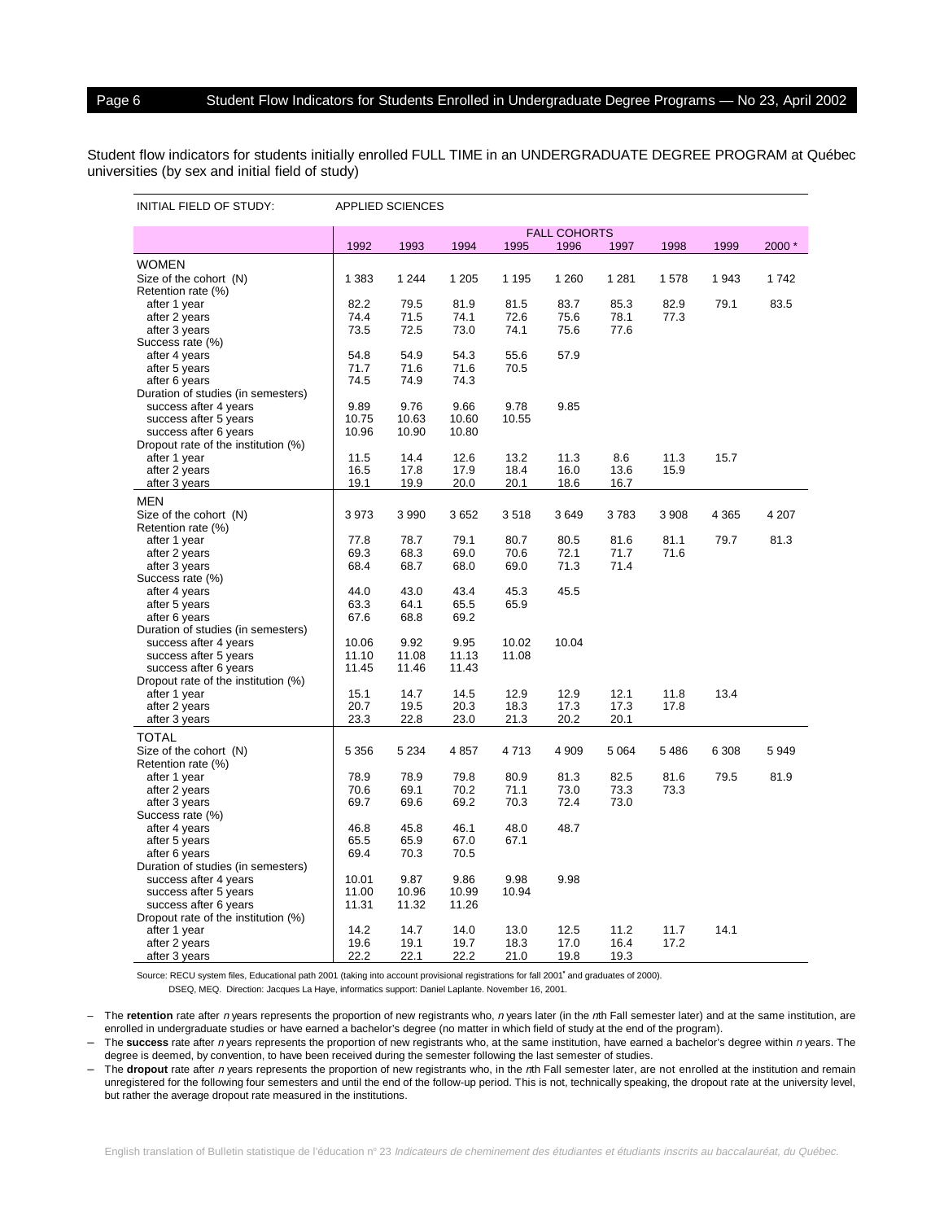Student flow indicators for students initially enrolled FULL TIME in an UNDERGRADUATE DEGREE PROGRAM at Québec universities (by sex and initial field of study)

| INITIAL FIELD OF STUDY: | APPLIED SCIENCES | | | | | | | | |
|---|---|---|---|---|---|---|---|---|---|
| | FALL COHORTS | | | | | | | | |
| | 1992 | 1993 | 1994 | 1995 | 1996 | 1997 | 1998 | 1999 | 2000 * |
| **WOMEN** | | | | | | | | | |
| Size of the cohort (N) | 1 383 | 1 244 | 1 205 | 1 195 | 1 260 | 1 281 | 1 578 | 1 943 | 1 742 |
| Retention rate (%) | | | | | | | | | |
| after 1 year | 82.2 | 79.5 | 81.9 | 81.5 | 83.7 | 85.3 | 82.9 | 79.1 | 83.5 |
| after 2 years | 74.4 | 71.5 | 74.1 | 72.6 | 75.6 | 78.1 | 77.3 | | |
| after 3 years | 73.5 | 72.5 | 73.0 | 74.1 | 75.6 | 77.6 | | | |
| Success rate (%) | | | | | | | | | |
| after 4 years | 54.8 | 54.9 | 54.3 | 55.6 | 57.9 | | | | |
| after 5 years | 71.7 | 71.6 | 71.6 | 70.5 | | | | | |
| after 6 years | 74.5 | 74.9 | 74.3 | | | | | | |
| Duration of studies (in semesters) | | | | | | | | | |
| success after 4 years | 9.89 | 9.76 | 9.66 | 9.78 | 9.85 | | | | |
| success after 5 years | 10.75 | 10.63 | 10.60 | 10.55 | | | | | |
| success after 6 years | 10.96 | 10.90 | 10.80 | | | | | | |
| Dropout rate of the institution (%) | | | | | | | | | |
| after 1 year | 11.5 | 14.4 | 12.6 | 13.2 | 11.3 | 8.6 | 11.3 | 15.7 | |
| after 2 years | 16.5 | 17.8 | 17.9 | 18.4 | 16.0 | 13.6 | 15.9 | | |
| after 3 years | 19.1 | 19.9 | 20.0 | 20.1 | 18.6 | 16.7 | | | |
| **MEN** | | | | | | | | | |
| Size of the cohort (N) | 3 973 | 3 990 | 3 652 | 3 518 | 3 649 | 3 783 | 3 908 | 4 365 | 4 207 |
| Retention rate (%) | | | | | | | | | |
| after 1 year | 77.8 | 78.7 | 79.1 | 80.7 | 80.5 | 81.6 | 81.1 | 79.7 | 81.3 |
| after 2 years | 69.3 | 68.3 | 69.0 | 70.6 | 72.1 | 71.7 | 71.6 | | |
| after 3 years | 68.4 | 68.7 | 68.0 | 69.0 | 71.3 | 71.4 | | | |
| Success rate (%) | | | | | | | | | |
| after 4 years | 44.0 | 43.0 | 43.4 | 45.3 | 45.5 | | | | |
| after 5 years | 63.3 | 64.1 | 65.5 | 65.9 | | | | | |
| after 6 years | 67.6 | 68.8 | 69.2 | | | | | | |
| Duration of studies (in semesters) | | | | | | | | | |
| success after 4 years | 10.06 | 9.92 | 9.95 | 10.02 | 10.04 | | | | |
| success after 5 years | 11.10 | 11.08 | 11.13 | 11.08 | | | | | |
| success after 6 years | 11.45 | 11.46 | 11.43 | | | | | | |
| Dropout rate of the institution (%) | | | | | | | | | |
| after 1 year | 15.1 | 14.7 | 14.5 | 12.9 | 12.9 | 12.1 | 11.8 | 13.4 | |
| after 2 years | 20.7 | 19.5 | 20.3 | 18.3 | 17.3 | 17.3 | 17.8 | | |
| after 3 years | 23.3 | 22.8 | 23.0 | 21.3 | 20.2 | 20.1 | | | |
| **TOTAL** | | | | | | | | | |
| Size of the cohort (N) | 5 356 | 5 234 | 4 857 | 4 713 | 4 909 | 5 064 | 5 486 | 6 308 | 5 949 |
| Retention rate (%) | | | | | | | | | |
| after 1 year | 78.9 | 78.9 | 79.8 | 80.9 | 81.3 | 82.5 | 81.6 | 79.5 | 81.9 |
| after 2 years | 70.6 | 69.1 | 70.2 | 71.1 | 73.0 | 73.3 | 73.3 | | |
| after 3 years | 69.7 | 69.6 | 69.2 | 70.3 | 72.4 | 73.0 | | | |
| Success rate (%) | | | | | | | | | |
| after 4 years | 46.8 | 45.8 | 46.1 | 48.0 | 48.7 | | | | |
| after 5 years | 65.5 | 65.9 | 67.0 | 67.1 | | | | | |
| after 6 years | 69.4 | 70.3 | 70.5 | | | | | | |
| Duration of studies (in semesters) | | | | | | | | | |
| success after 4 years | 10.01 | 9.87 | 9.86 | 9.98 | 9.98 | | | | |
| success after 5 years | 11.00 | 10.96 | 10.99 | 10.94 | | | | | |
| success after 6 years | 11.31 | 11.32 | 11.26 | | | | | | |
| Dropout rate of the institution (%) | | | | | | | | | |
| after 1 year | 14.2 | 14.7 | 14.0 | 13.0 | 12.5 | 11.2 | 11.7 | 14.1 | |
| after 2 years | 19.6 | 19.1 | 19.7 | 18.3 | 17.0 | 16.4 | 17.2 | | |
| after 3 years | 22.2 | 22.1 | 22.2 | 21.0 | 19.8 | 19.3 | | | |

Source: RECU system files, Educational path 2001 (taking into account provisional registrations for fall 2001* and graduates of 2000).
DSEQ, MEQ. Direction: Jacques La Haye, informatics support: Daniel Laplante. November 16, 2001.

- The **retention** rate after *n* years represents the proportion of new registrants who, *n* years later (in the *n*th Fall semester later) and at the same institution, are enrolled in undergraduate studies or have earned a bachelor's degree (no matter in which field of study at the end of the program).
- The **success** rate after *n* years represents the proportion of new registrants who, at the same institution, have earned a bachelor's degree within *n* years. The degree is deemed, by convention, to have been received during the semester following the last semester of studies.
- The **dropout** rate after *n* years represents the proportion of new registrants who, in the *n*th Fall semester later, are not enrolled at the institution and remain unregistered for the following four semesters and until the end of the follow-up period. This is not, technically speaking, the dropout rate at the university level, but rather the average dropout rate measured in the institutions.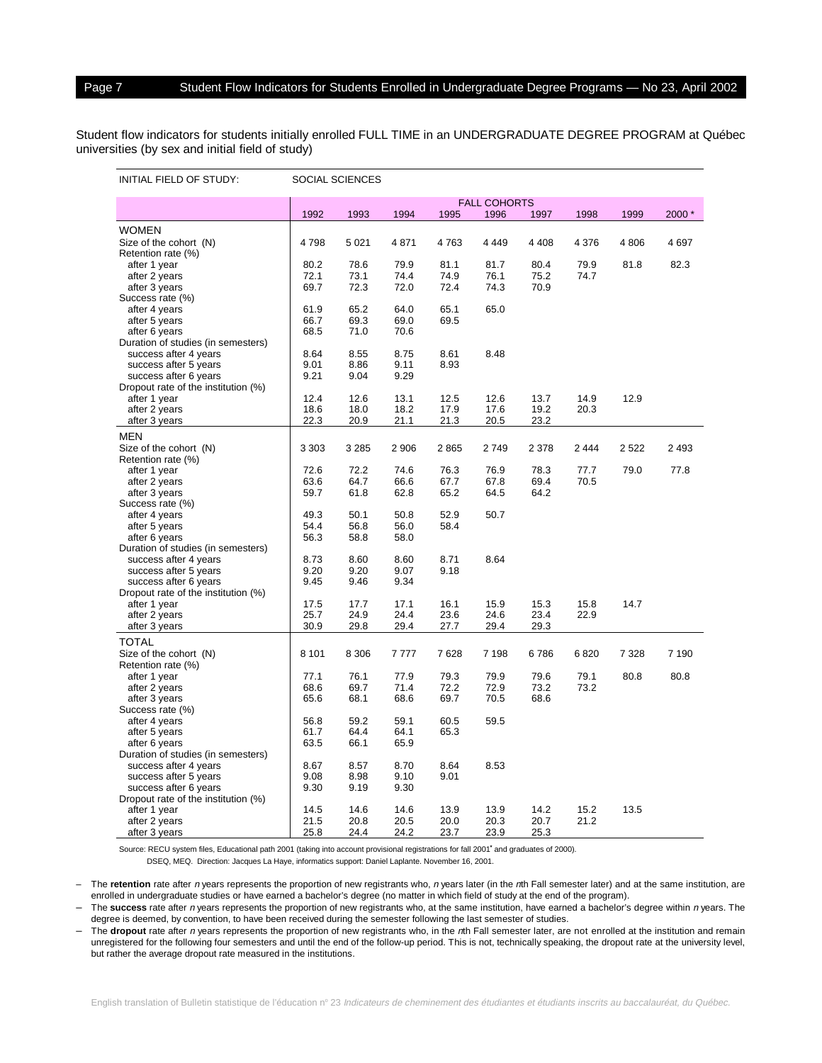Student flow indicators for students initially enrolled FULL TIME in an UNDERGRADUATE DEGREE PROGRAM at Québec universities (by sex and initial field of study)

| INITIAL FIELD OF STUDY: SOCIAL SCIENCES | FALL COHORTS | | | | | | | | |
|---|---|---|---|---|---|---|---|---|---|
| | 1992 | 1993 | 1994 | 1995 | 1996 | 1997 | 1998 | 1999 | 2000 * |
| **WOMEN** | | | | | | | | | |
| Size of the cohort (N) | 4 798 | 5 021 | 4 871 | 4 763 | 4 449 | 4 408 | 4 376 | 4 806 | 4 697 |
| Retention rate (%) | | | | | | | | | |
| after 1 year | 80.2 | 78.6 | 79.9 | 81.1 | 81.7 | 80.4 | 79.9 | 81.8 | 82.3 |
| after 2 years | 72.1 | 73.1 | 74.4 | 74.9 | 76.1 | 75.2 | 74.7 | | |
| after 3 years | 69.7 | 72.3 | 72.0 | 72.4 | 74.3 | 70.9 | | | |
| Success rate (%) | | | | | | | | | |
| after 4 years | 61.9 | 65.2 | 64.0 | 65.1 | 65.0 | | | | |
| after 5 years | 66.7 | 69.3 | 69.0 | 69.5 | | | | | |
| after 6 years | 68.5 | 71.0 | 70.6 | | | | | | |
| Duration of studies (in semesters) | | | | | | | | | |
| success after 4 years | 8.64 | 8.55 | 8.75 | 8.61 | 8.48 | | | | |
| success after 5 years | 9.01 | 8.86 | 9.11 | 8.93 | | | | | |
| success after 6 years | 9.21 | 9.04 | 9.29 | | | | | | |
| Dropout rate of the institution (%) | | | | | | | | | |
| after 1 year | 12.4 | 12.6 | 13.1 | 12.5 | 12.6 | 13.7 | 14.9 | 12.9 | |
| after 2 years | 18.6 | 18.0 | 18.2 | 17.9 | 17.6 | 19.2 | 20.3 | | |
| after 3 years | 22.3 | 20.9 | 21.1 | 21.3 | 20.5 | 23.2 | | | |
| **MEN** | | | | | | | | | |
| Size of the cohort (N) | 3 303 | 3 285 | 2 906 | 2 865 | 2 749 | 2 378 | 2 444 | 2 522 | 2 493 |
| Retention rate (%) | | | | | | | | | |
| after 1 year | 72.6 | 72.2 | 74.6 | 76.3 | 76.9 | 78.3 | 77.7 | 79.0 | 77.8 |
| after 2 years | 63.6 | 64.7 | 66.6 | 67.7 | 67.8 | 69.4 | 70.5 | | |
| after 3 years | 59.7 | 61.8 | 62.8 | 65.2 | 64.5 | 64.2 | | | |
| Success rate (%) | | | | | | | | | |
| after 4 years | 49.3 | 50.1 | 50.8 | 52.9 | 50.7 | | | | |
| after 5 years | 54.4 | 56.8 | 56.0 | 58.4 | | | | | |
| after 6 years | 56.3 | 58.8 | 58.0 | | | | | | |
| Duration of studies (in semesters) | | | | | | | | | |
| success after 4 years | 8.73 | 8.60 | 8.60 | 8.71 | 8.64 | | | | |
| success after 5 years | 9.20 | 9.20 | 9.07 | 9.18 | | | | | |
| success after 6 years | 9.45 | 9.46 | 9.34 | | | | | | |
| Dropout rate of the institution (%) | | | | | | | | | |
| after 1 year | 17.5 | 17.7 | 17.1 | 16.1 | 15.9 | 15.3 | 15.8 | 14.7 | |
| after 2 years | 25.7 | 24.9 | 24.4 | 23.6 | 24.6 | 23.4 | 22.9 | | |
| after 3 years | 30.9 | 29.8 | 29.4 | 27.7 | 29.4 | 29.3 | | | |
| **TOTAL** | | | | | | | | | |
| Size of the cohort (N) | 8 101 | 8 306 | 7 777 | 7 628 | 7 198 | 6 786 | 6 820 | 7 328 | 7 190 |
| Retention rate (%) | | | | | | | | | |
| after 1 year | 77.1 | 76.1 | 77.9 | 79.3 | 79.9 | 79.6 | 79.1 | 80.8 | 80.8 |
| after 2 years | 68.6 | 69.7 | 71.4 | 72.2 | 72.9 | 73.2 | 73.2 | | |
| after 3 years | 65.6 | 68.1 | 68.6 | 69.7 | 70.5 | 68.6 | | | |
| Success rate (%) | | | | | | | | | |
| after 4 years | 56.8 | 59.2 | 59.1 | 60.5 | 59.5 | | | | |
| after 5 years | 61.7 | 64.4 | 64.1 | 65.3 | | | | | |
| after 6 years | 63.5 | 66.1 | 65.9 | | | | | | |
| Duration of studies (in semesters) | | | | | | | | | |
| success after 4 years | 8.67 | 8.57 | 8.70 | 8.64 | 8.53 | | | | |
| success after 5 years | 9.08 | 8.98 | 9.10 | 9.01 | | | | | |
| success after 6 years | 9.30 | 9.19 | 9.30 | | | | | | |
| Dropout rate of the institution (%) | | | | | | | | | |
| after 1 year | 14.5 | 14.6 | 14.6 | 13.9 | 13.9 | 14.2 | 15.2 | 13.5 | |
| after 2 years | 21.5 | 20.8 | 20.5 | 20.0 | 20.3 | 20.7 | 21.2 | | |
| after 3 years | 25.8 | 24.4 | 24.2 | 23.7 | 23.9 | 25.3 | | | |

Source: RECU system files, Educational path 2001 (taking into account provisional registrations for fall 2001* and graduates of 2000).
DSEQ, MEQ. Direction: Jacques La Haye, informatics support: Daniel Laplante. November 16, 2001.

- The **retention** rate after *n* years represents the proportion of new registrants who, *n* years later (in the *n*th Fall semester later) and at the same institution, are enrolled in undergraduate studies or have earned a bachelor's degree (no matter in which field of study at the end of the program).
- The **success** rate after *n* years represents the proportion of new registrants who, at the same institution, have earned a bachelor's degree within *n* years. The degree is deemed, by convention, to have been received during the semester following the last semester of studies.
- The **dropout** rate after *n* years represents the proportion of new registrants who, in the *n*th Fall semester later, are not enrolled at the institution and remain unregistered for the following four semesters and until the end of the follow-up period. This is not, technically speaking, the dropout rate at the university level, but rather the average dropout rate measured in the institutions.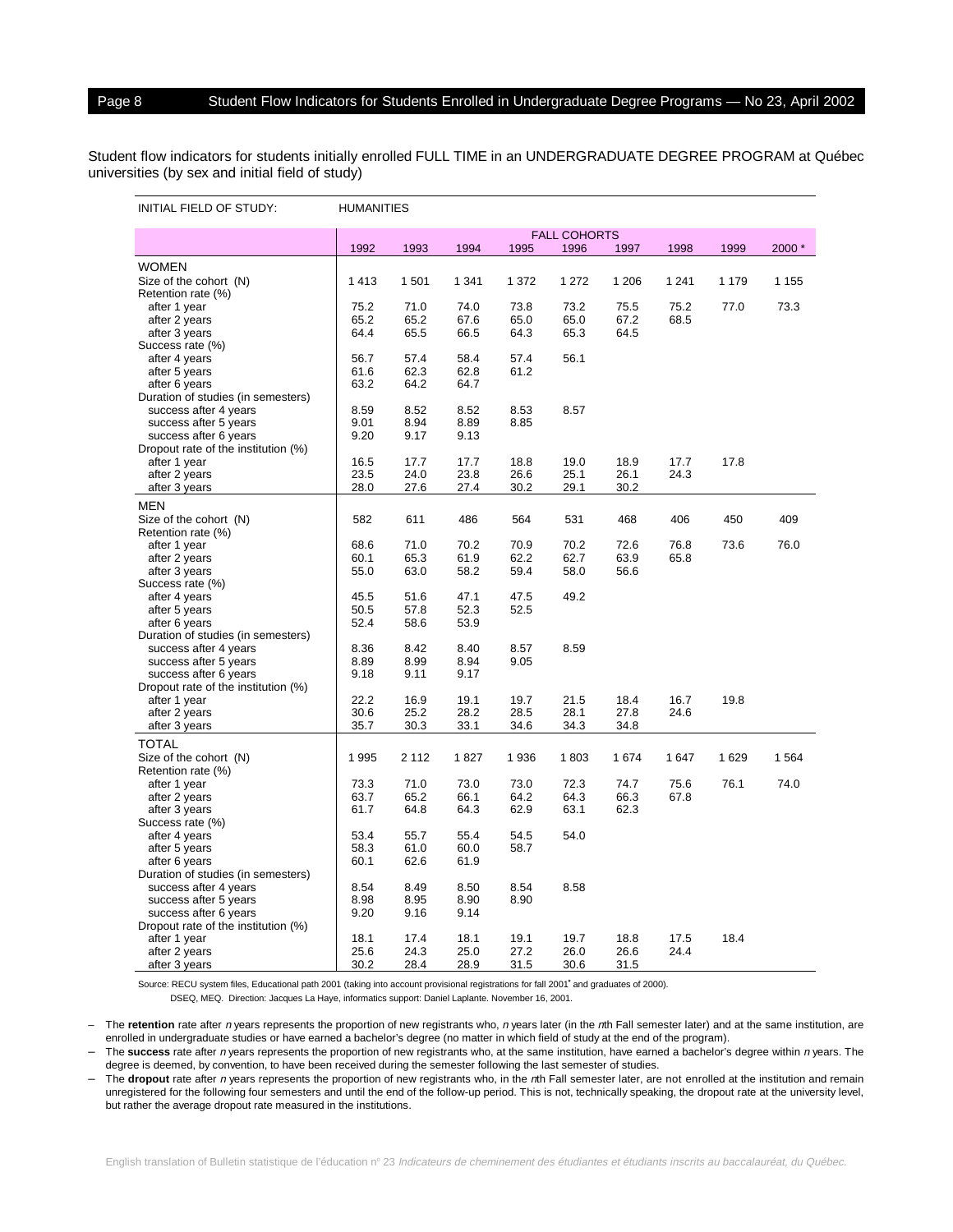Student flow indicators for students initially enrolled FULL TIME in an UNDERGRADUATE DEGREE PROGRAM at Québec universities (by sex and initial field of study)

| INITIAL FIELD OF STUDY: HUMANITIES | FALL COHORTS | | | | | | | | |
|---|---|---|---|---|---|---|---|---|---|
| | 1992 | 1993 | 1994 | 1995 | 1996 | 1997 | 1998 | 1999 | 2000 * |
| **WOMEN** | | | | | | | | | |
| Size of the cohort (N) | 1 413 | 1 501 | 1 341 | 1 372 | 1 272 | 1 206 | 1 241 | 1 179 | 1 155 |
| Retention rate (%) | | | | | | | | | |
| after 1 year | 75.2 | 71.0 | 74.0 | 73.8 | 73.2 | 75.5 | 75.2 | 77.0 | 73.3 |
| after 2 years | 65.2 | 65.2 | 67.6 | 65.0 | 65.0 | 67.2 | 68.5 | | |
| after 3 years | 64.4 | 65.5 | 66.5 | 64.3 | 65.3 | 64.5 | | | |
| Success rate (%) | | | | | | | | | |
| after 4 years | 56.7 | 57.4 | 58.4 | 57.4 | 56.1 | | | | |
| after 5 years | 61.6 | 62.3 | 62.8 | 61.2 | | | | | |
| after 6 years | 63.2 | 64.2 | 64.7 | | | | | | |
| Duration of studies (in semesters) | | | | | | | | | |
| success after 4 years | 8.59 | 8.52 | 8.52 | 8.53 | 8.57 | | | | |
| success after 5 years | 9.01 | 8.94 | 8.89 | 8.85 | | | | | |
| success after 6 years | 9.20 | 9.17 | 9.13 | | | | | | |
| Dropout rate of the institution (%) | | | | | | | | | |
| after 1 year | 16.5 | 17.7 | 17.7 | 18.8 | 19.0 | 18.9 | 17.7 | 17.8 | |
| after 2 years | 23.5 | 24.0 | 23.8 | 26.6 | 25.1 | 26.1 | 24.3 | | |
| after 3 years | 28.0 | 27.6 | 27.4 | 30.2 | 29.1 | 30.2 | | | |
| **MEN** | | | | | | | | | |
| Size of the cohort (N) | 582 | 611 | 486 | 564 | 531 | 468 | 406 | 450 | 409 |
| Retention rate (%) | | | | | | | | | |
| after 1 year | 68.6 | 71.0 | 70.2 | 70.9 | 70.2 | 72.6 | 76.8 | 73.6 | 76.0 |
| after 2 years | 60.1 | 65.3 | 61.9 | 62.2 | 62.7 | 63.9 | 65.8 | | |
| after 3 years | 55.0 | 63.0 | 58.2 | 59.4 | 58.0 | 56.6 | | | |
| Success rate (%) | | | | | | | | | |
| after 4 years | 45.5 | 51.6 | 47.1 | 47.5 | 49.2 | | | | |
| after 5 years | 50.5 | 57.8 | 52.3 | 52.5 | | | | | |
| after 6 years | 52.4 | 58.6 | 53.9 | | | | | | |
| Duration of studies (in semesters) | | | | | | | | | |
| success after 4 years | 8.36 | 8.42 | 8.40 | 8.57 | 8.59 | | | | |
| success after 5 years | 8.89 | 8.99 | 8.94 | 9.05 | | | | | |
| success after 6 years | 9.18 | 9.11 | 9.17 | | | | | | |
| Dropout rate of the institution (%) | | | | | | | | | |
| after 1 year | 22.2 | 16.9 | 19.1 | 19.7 | 21.5 | 18.4 | 16.7 | 19.8 | |
| after 2 years | 30.6 | 25.2 | 28.2 | 28.5 | 28.1 | 27.8 | 24.6 | | |
| after 3 years | 35.7 | 30.3 | 33.1 | 34.6 | 34.3 | 34.8 | | | |
| **TOTAL** | | | | | | | | | |
| Size of the cohort (N) | 1 995 | 2 112 | 1 827 | 1 936 | 1 803 | 1 674 | 1 647 | 1 629 | 1 564 |
| Retention rate (%) | | | | | | | | | |
| after 1 year | 73.3 | 71.0 | 73.0 | 73.0 | 72.3 | 74.7 | 75.6 | 76.1 | 74.0 |
| after 2 years | 63.7 | 65.2 | 66.1 | 64.2 | 64.3 | 66.3 | 67.8 | | |
| after 3 years | 61.7 | 64.8 | 64.3 | 62.9 | 63.1 | 62.3 | | | |
| Success rate (%) | | | | | | | | | |
| after 4 years | 53.4 | 55.7 | 55.4 | 54.5 | 54.0 | | | | |
| after 5 years | 58.3 | 61.0 | 60.0 | 58.7 | | | | | |
| after 6 years | 60.1 | 62.6 | 61.9 | | | | | | |
| Duration of studies (in semesters) | | | | | | | | | |
| success after 4 years | 8.54 | 8.49 | 8.50 | 8.54 | 8.58 | | | | |
| success after 5 years | 8.98 | 8.95 | 8.90 | 8.90 | | | | | |
| success after 6 years | 9.20 | 9.16 | 9.14 | | | | | | |
| Dropout rate of the institution (%) | | | | | | | | | |
| after 1 year | 18.1 | 17.4 | 18.1 | 19.1 | 19.7 | 18.8 | 17.5 | 18.4 | |
| after 2 years | 25.6 | 24.3 | 25.0 | 27.2 | 26.0 | 26.6 | 24.4 | | |
| after 3 years | 30.2 | 28.4 | 28.9 | 31.5 | 30.6 | 31.5 | | | |

Source: RECU system files, Educational path 2001 (taking into account provisional registrations for fall 2001* and graduates of 2000).
DSEQ, MEQ. Direction: Jacques La Haye, informatics support: Daniel Laplante. November 16, 2001.

- The **retention** rate after *n* years represents the proportion of new registrants who, *n* years later (in the *n*th Fall semester later) and at the same institution, are enrolled in undergraduate studies or have earned a bachelor's degree (no matter in which field of study at the end of the program).
- The **success** rate after *n* years represents the proportion of new registrants who, at the same institution, have earned a bachelor's degree within *n* years. The degree is deemed, by convention, to have been received during the semester following the last semester of studies.
- The **dropout** rate after *n* years represents the proportion of new registrants who, in the *n*th Fall semester later, are not enrolled at the institution and remain unregistered for the following four semesters and until the end of the follow-up period. This is not, technically speaking, the dropout rate at the university level, but rather the average dropout rate measured in the institutions.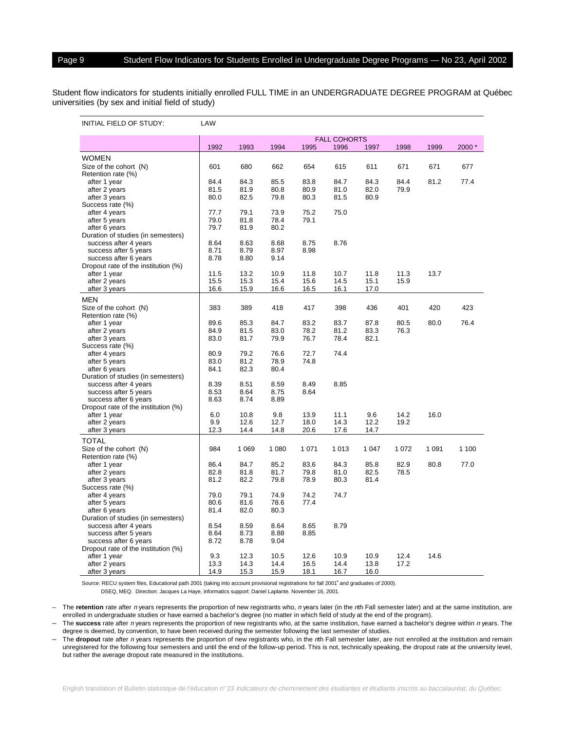Student flow indicators for students initially enrolled FULL TIME in an UNDERGRADUATE DEGREE PROGRAM at Québec universities (by sex and initial field of study)

| INITIAL FIELD OF STUDY: | LAW | | | | | | | | |
|---|---|---|---|---|---|---|---|---|---|
| | FALL COHORTS | | | | | | | | |
| | 1992 | 1993 | 1994 | 1995 | 1996 | 1997 | 1998 | 1999 | 2000 * |
| **WOMEN** | | | | | | | | | |
| Size of the cohort (N) | 601 | 680 | 662 | 654 | 615 | 611 | 671 | 671 | 677 |
| Retention rate (%) | | | | | | | | | |
| after 1 year | 84.4 | 84.3 | 85.5 | 83.8 | 84.7 | 84.3 | 84.4 | 81.2 | 77.4 |
| after 2 years | 81.5 | 81.9 | 80.8 | 80.9 | 81.0 | 82.0 | 79.9 | | |
| after 3 years | 80.0 | 82.5 | 79.8 | 80.3 | 81.5 | 80.9 | | | |
| Success rate (%) | | | | | | | | | |
| after 4 years | 77.7 | 79.1 | 73.9 | 75.2 | 75.0 | | | | |
| after 5 years | 79.0 | 81.8 | 78.4 | 79.1 | | | | | |
| after 6 years | 79.7 | 81.9 | 80.2 | | | | | | |
| Duration of studies (in semesters) | | | | | | | | | |
| success after 4 years | 8.64 | 8.63 | 8.68 | 8.75 | 8.76 | | | | |
| success after 5 years | 8.71 | 8.79 | 8.97 | 8.98 | | | | | |
| success after 6 years | 8.78 | 8.80 | 9.14 | | | | | | |
| Dropout rate of the institution (%) | | | | | | | | | |
| after 1 year | 11.5 | 13.2 | 10.9 | 11.8 | 10.7 | 11.8 | 11.3 | 13.7 | |
| after 2 years | 15.5 | 15.3 | 15.4 | 15.6 | 14.5 | 15.1 | 15.9 | | |
| after 3 years | 16.6 | 15.9 | 16.6 | 16.5 | 16.1 | 17.0 | | | |
| **MEN** | | | | | | | | | |
| Size of the cohort (N) | 383 | 389 | 418 | 417 | 398 | 436 | 401 | 420 | 423 |
| Retention rate (%) | | | | | | | | | |
| after 1 year | 89.6 | 85.3 | 84.7 | 83.2 | 83.7 | 87.8 | 80.5 | 80.0 | 76.4 |
| after 2 years | 84.9 | 81.5 | 83.0 | 78.2 | 81.2 | 83.3 | 76.3 | | |
| after 3 years | 83.0 | 81.7 | 79.9 | 76.7 | 78.4 | 82.1 | | | |
| Success rate (%) | | | | | | | | | |
| after 4 years | 80.9 | 79.2 | 76.6 | 72.7 | 74.4 | | | | |
| after 5 years | 83.0 | 81.2 | 78.9 | 74.8 | | | | | |
| after 6 years | 84.1 | 82.3 | 80.4 | | | | | | |
| Duration of studies (in semesters) | | | | | | | | | |
| success after 4 years | 8.39 | 8.51 | 8.59 | 8.49 | 8.85 | | | | |
| success after 5 years | 8.53 | 8.64 | 8.75 | 8.64 | | | | | |
| success after 6 years | 8.63 | 8.74 | 8.89 | | | | | | |
| Dropout rate of the institution (%) | | | | | | | | | |
| after 1 year | 6.0 | 10.8 | 9.8 | 13.9 | 11.1 | 9.6 | 14.2 | 16.0 | |
| after 2 years | 9.9 | 12.6 | 12.7 | 18.0 | 14.3 | 12.2 | 19.2 | | |
| after 3 years | 12.3 | 14.4 | 14.8 | 20.6 | 17.6 | 14.7 | | | |
| **TOTAL** | | | | | | | | | |
| Size of the cohort (N) | 984 | 1 069 | 1 080 | 1 071 | 1 013 | 1 047 | 1 072 | 1 091 | 1 100 |
| Retention rate (%) | | | | | | | | | |
| after 1 year | 86.4 | 84.7 | 85.2 | 83.6 | 84.3 | 85.8 | 82.9 | 80.8 | 77.0 |
| after 2 years | 82.8 | 81.8 | 81.7 | 79.8 | 81.0 | 82.5 | 78.5 | | |
| after 3 years | 81.2 | 82.2 | 79.8 | 78.9 | 80.3 | 81.4 | | | |
| Success rate (%) | | | | | | | | | |
| after 4 years | 79.0 | 79.1 | 74.9 | 74.2 | 74.7 | | | | |
| after 5 years | 80.6 | 81.6 | 78.6 | 77.4 | | | | | |
| after 6 years | 81.4 | 82.0 | 80.3 | | | | | | |
| Duration of studies (in semesters) | | | | | | | | | |
| success after 4 years | 8.54 | 8.59 | 8.64 | 8.65 | 8.79 | | | | |
| success after 5 years | 8.64 | 8.73 | 8.88 | 8.85 | | | | | |
| success after 6 years | 8.72 | 8.78 | 9.04 | | | | | | |
| Dropout rate of the institution (%) | | | | | | | | | |
| after 1 year | 9.3 | 12.3 | 10.5 | 12.6 | 10.9 | 10.9 | 12.4 | 14.6 | |
| after 2 years | 13.3 | 14.3 | 14.4 | 16.5 | 14.4 | 13.8 | 17.2 | | |
| after 3 years | 14.9 | 15.3 | 15.9 | 18.1 | 16.7 | 16.0 | | | |

Source: RECU system files, Educational path 2001 (taking into account provisional registrations for fall 2001* and graduates of 2000).
DSEQ, MEQ. Direction: Jacques La Haye, informatics support: Daniel Laplante. November 16, 2001.

– The **retention** rate after *n* years represents the proportion of new registrants who, *n* years later (in the *n*th Fall semester later) and at the same institution, are enrolled in undergraduate studies or have earned a bachelor's degree (no matter in which field of study at the end of the program).
– The **success** rate after *n* years represents the proportion of new registrants who, at the same institution, have earned a bachelor's degree within *n* years. The degree is deemed, by convention, to have been received during the semester following the last semester of studies.
– The **dropout** rate after *n* years represents the proportion of new registrants who, in the *n*th Fall semester later, are not enrolled at the institution and remain unregistered for the following four semesters and until the end of the follow-up period. This is not, technically speaking, the dropout rate at the university level, but rather the average dropout rate measured in the institutions.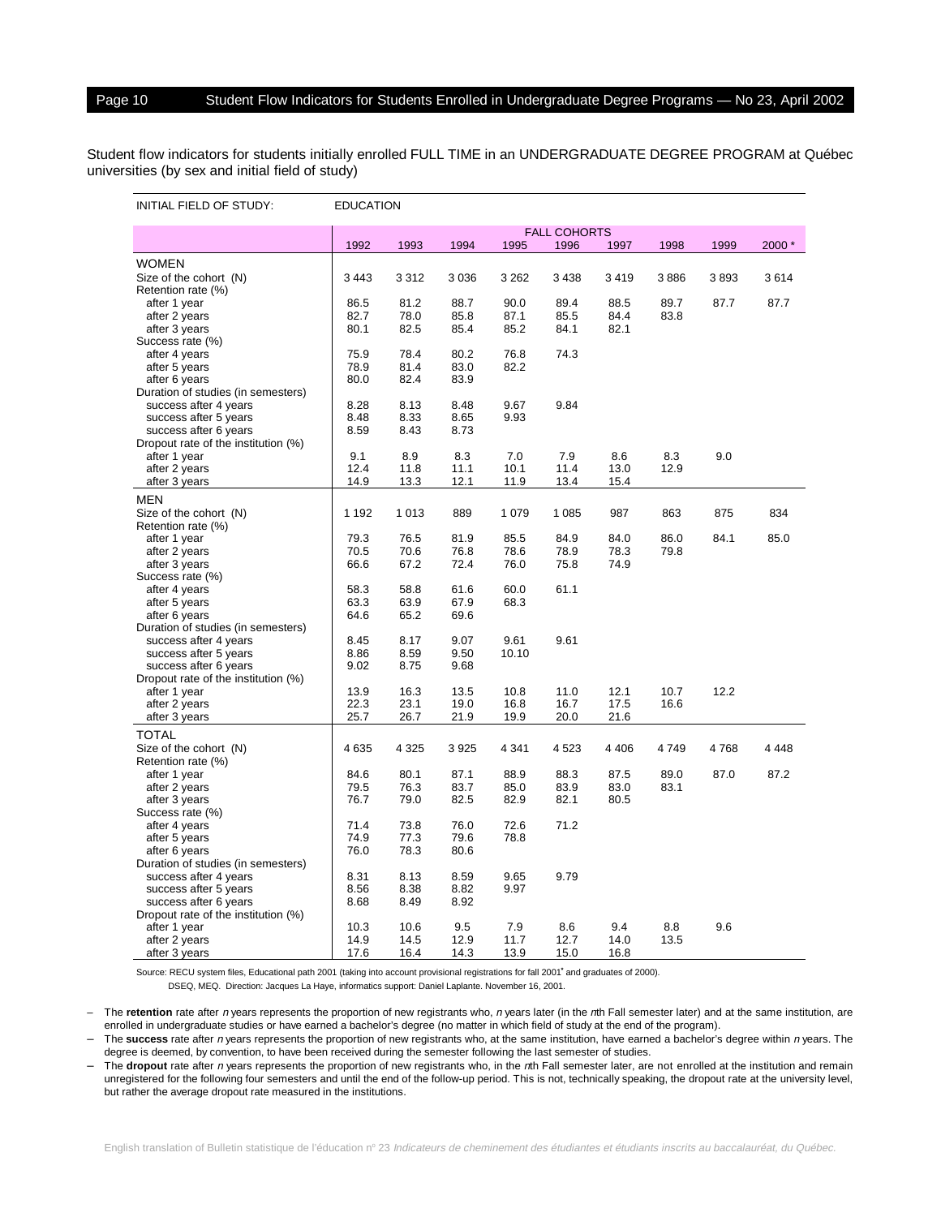Student flow indicators for students initially enrolled FULL TIME in an UNDERGRADUATE DEGREE PROGRAM at Québec universities (by sex and initial field of study)

INITIAL FIELD OF STUDY: EDUCATION

| | FALL COHORTS | | | | | | | | |
|---|---|---|---|---|---|---|---|---|---|
| | 1992 | 1993 | 1994 | 1995 | 1996 | 1997 | 1998 | 1999 | 2000 * |
| **WOMEN** | | | | | | | | | |
| Size of the cohort (N) | 3 443 | 3 312 | 3 036 | 3 262 | 3 438 | 3 419 | 3 886 | 3 893 | 3 614 |
| Retention rate (%) | | | | | | | | | |
| after 1 year | 86.5 | 81.2 | 88.7 | 90.0 | 89.4 | 88.5 | 89.7 | 87.7 | 87.7 |
| after 2 years | 82.7 | 78.0 | 85.8 | 87.1 | 85.5 | 84.4 | 83.8 | | |
| after 3 years | 80.1 | 82.5 | 85.4 | 85.2 | 84.1 | 82.1 | | | |
| Success rate (%) | | | | | | | | | |
| after 4 years | 75.9 | 78.4 | 80.2 | 76.8 | 74.3 | | | | |
| after 5 years | 78.9 | 81.4 | 83.0 | 82.2 | | | | | |
| after 6 years | 80.0 | 82.4 | 83.9 | | | | | | |
| Duration of studies (in semesters) | | | | | | | | | |
| success after 4 years | 8.28 | 8.13 | 8.48 | 9.67 | 9.84 | | | | |
| success after 5 years | 8.48 | 8.33 | 8.65 | 9.93 | | | | | |
| success after 6 years | 8.59 | 8.43 | 8.73 | | | | | | |
| Dropout rate of the institution (%) | | | | | | | | | |
| after 1 year | 9.1 | 8.9 | 8.3 | 7.0 | 7.9 | 8.6 | 8.3 | 9.0 | |
| after 2 years | 12.4 | 11.8 | 11.1 | 10.1 | 11.4 | 13.0 | 12.9 | | |
| after 3 years | 14.9 | 13.3 | 12.1 | 11.9 | 13.4 | 15.4 | | | |
| **MEN** | | | | | | | | | |
| Size of the cohort (N) | 1 192 | 1 013 | 889 | 1 079 | 1 085 | 987 | 863 | 875 | 834 |
| Retention rate (%) | | | | | | | | | |
| after 1 year | 79.3 | 76.5 | 81.9 | 85.5 | 84.9 | 84.0 | 86.0 | 84.1 | 85.0 |
| after 2 years | 70.5 | 70.6 | 76.8 | 78.6 | 78.9 | 78.3 | 79.8 | | |
| after 3 years | 66.6 | 67.2 | 72.4 | 76.0 | 75.8 | 74.9 | | | |
| Success rate (%) | | | | | | | | | |
| after 4 years | 58.3 | 58.8 | 61.6 | 60.0 | 61.1 | | | | |
| after 5 years | 63.3 | 63.9 | 67.9 | 68.3 | | | | | |
| after 6 years | 64.6 | 65.2 | 69.6 | | | | | | |
| Duration of studies (in semesters) | | | | | | | | | |
| success after 4 years | 8.45 | 8.17 | 9.07 | 9.61 | 9.61 | | | | |
| success after 5 years | 8.86 | 8.59 | 9.50 | 10.10 | | | | | |
| success after 6 years | 9.02 | 8.75 | 9.68 | | | | | | |
| Dropout rate of the institution (%) | | | | | | | | | |
| after 1 year | 13.9 | 16.3 | 13.5 | 10.8 | 11.0 | 12.1 | 10.7 | 12.2 | |
| after 2 years | 22.3 | 23.1 | 19.0 | 16.8 | 16.7 | 17.5 | 16.6 | | |
| after 3 years | 25.7 | 26.7 | 21.9 | 19.9 | 20.0 | 21.6 | | | |
| **TOTAL** | | | | | | | | | |
| Size of the cohort (N) | 4 635 | 4 325 | 3 925 | 4 341 | 4 523 | 4 406 | 4 749 | 4 768 | 4 448 |
| Retention rate (%) | | | | | | | | | |
| after 1 year | 84.6 | 80.1 | 87.1 | 88.9 | 88.3 | 87.5 | 89.0 | 87.0 | 87.2 |
| after 2 years | 79.5 | 76.3 | 83.7 | 85.0 | 83.9 | 83.0 | 83.1 | | |
| after 3 years | 76.7 | 79.0 | 82.5 | 82.9 | 82.1 | 80.5 | | | |
| Success rate (%) | | | | | | | | | |
| after 4 years | 71.4 | 73.8 | 76.0 | 72.6 | 71.2 | | | | |
| after 5 years | 74.9 | 77.3 | 79.6 | 78.8 | | | | | |
| after 6 years | 76.0 | 78.3 | 80.6 | | | | | | |
| Duration of studies (in semesters) | | | | | | | | | |
| success after 4 years | 8.31 | 8.13 | 8.59 | 9.65 | 9.79 | | | | |
| success after 5 years | 8.56 | 8.38 | 8.82 | 9.97 | | | | | |
| success after 6 years | 8.68 | 8.49 | 8.92 | | | | | | |
| Dropout rate of the institution (%) | | | | | | | | | |
| after 1 year | 10.3 | 10.6 | 9.5 | 7.9 | 8.6 | 9.4 | 8.8 | 9.6 | |
| after 2 years | 14.9 | 14.5 | 12.9 | 11.7 | 12.7 | 14.0 | 13.5 | | |
| after 3 years | 17.6 | 16.4 | 14.3 | 13.9 | 15.0 | 16.8 | | | |

Source: RECU system files, Educational path 2001 (taking into account provisional registrations for fall 2001* and graduates of 2000).
DSEQ, MEQ. Direction: Jacques La Haye, informatics support: Daniel Laplante. November 16, 2001.

- The **retention** rate after *n* years represents the proportion of new registrants who, *n* years later (in the *n*th Fall semester later) and at the same institution, are enrolled in undergraduate studies or have earned a bachelor's degree (no matter in which field of study at the end of the program).
- The **success** rate after *n* years represents the proportion of new registrants who, at the same institution, have earned a bachelor's degree within *n* years. The degree is deemed, by convention, to have been received during the semester following the last semester of studies.
- The **dropout** rate after *n* years represents the proportion of new registrants who, in the *n*th Fall semester later, are not enrolled at the institution and remain unregistered for the following four semesters and until the end of the follow-up period. This is not, technically speaking, the dropout rate at the university level, but rather the average dropout rate measured in the institutions.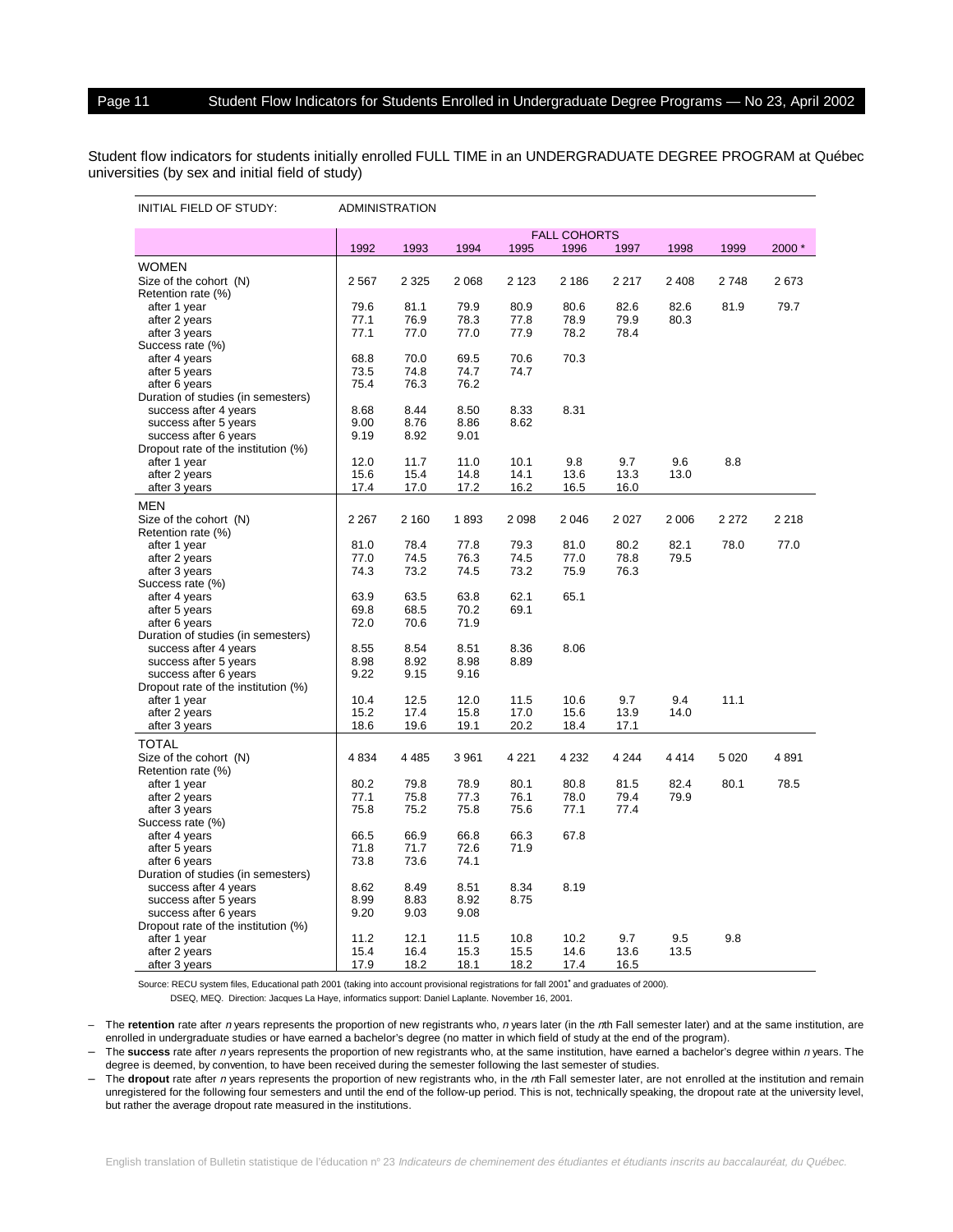Student flow indicators for students initially enrolled FULL TIME in an UNDERGRADUATE DEGREE PROGRAM at Québec universities (by sex and initial field of study)

| INITIAL FIELD OF STUDY: ADMINISTRATION | FALL COHORTS | | | | | | | | |
|---|---|---|---|---|---|---|---|---|---|
| | 1992 | 1993 | 1994 | 1995 | 1996 | 1997 | 1998 | 1999 | 2000 * |
| **WOMEN** | | | | | | | | | |
| Size of the cohort (N) | 2 567 | 2 325 | 2 068 | 2 123 | 2 186 | 2 217 | 2 408 | 2 748 | 2 673 |
| Retention rate (%) | | | | | | | | | |
| after 1 year | 79.6 | 81.1 | 79.9 | 80.9 | 80.6 | 82.6 | 82.6 | 81.9 | 79.7 |
| after 2 years | 77.1 | 76.9 | 78.3 | 77.8 | 78.9 | 79.9 | 80.3 | | |
| after 3 years | 77.1 | 77.0 | 77.0 | 77.9 | 78.2 | 78.4 | | | |
| Success rate (%) | | | | | | | | | |
| after 4 years | 68.8 | 70.0 | 69.5 | 70.6 | 70.3 | | | | |
| after 5 years | 73.5 | 74.8 | 74.7 | 74.7 | | | | | |
| after 6 years | 75.4 | 76.3 | 76.2 | | | | | | |
| Duration of studies (in semesters) | | | | | | | | | |
| success after 4 years | 8.68 | 8.44 | 8.50 | 8.33 | 8.31 | | | | |
| success after 5 years | 9.00 | 8.76 | 8.86 | 8.62 | | | | | |
| success after 6 years | 9.19 | 8.92 | 9.01 | | | | | | |
| Dropout rate of the institution (%) | | | | | | | | | |
| after 1 year | 12.0 | 11.7 | 11.0 | 10.1 | 9.8 | 9.7 | 9.6 | 8.8 | |
| after 2 years | 15.6 | 15.4 | 14.8 | 14.1 | 13.6 | 13.3 | 13.0 | | |
| after 3 years | 17.4 | 17.0 | 17.2 | 16.2 | 16.5 | 16.0 | | | |
| **MEN** | | | | | | | | | |
| Size of the cohort (N) | 2 267 | 2 160 | 1 893 | 2 098 | 2 046 | 2 027 | 2 006 | 2 272 | 2 218 |
| Retention rate (%) | | | | | | | | | |
| after 1 year | 81.0 | 78.4 | 77.8 | 79.3 | 81.0 | 80.2 | 82.1 | 78.0 | 77.0 |
| after 2 years | 77.0 | 74.5 | 76.3 | 74.5 | 77.0 | 78.8 | 79.5 | | |
| after 3 years | 74.3 | 73.2 | 74.5 | 73.2 | 75.9 | 76.3 | | | |
| Success rate (%) | | | | | | | | | |
| after 4 years | 63.9 | 63.5 | 63.8 | 62.1 | 65.1 | | | | |
| after 5 years | 69.8 | 68.5 | 70.2 | 69.1 | | | | | |
| after 6 years | 72.0 | 70.6 | 71.9 | | | | | | |
| Duration of studies (in semesters) | | | | | | | | | |
| success after 4 years | 8.55 | 8.54 | 8.51 | 8.36 | 8.06 | | | | |
| success after 5 years | 8.98 | 8.92 | 8.98 | 8.89 | | | | | |
| success after 6 years | 9.22 | 9.15 | 9.16 | | | | | | |
| Dropout rate of the institution (%) | | | | | | | | | |
| after 1 year | 10.4 | 12.5 | 12.0 | 11.5 | 10.6 | 9.7 | 9.4 | 11.1 | |
| after 2 years | 15.2 | 17.4 | 15.8 | 17.0 | 15.6 | 13.9 | 14.0 | | |
| after 3 years | 18.6 | 19.6 | 19.1 | 20.2 | 18.4 | 17.1 | | | |
| **TOTAL** | | | | | | | | | |
| Size of the cohort (N) | 4 834 | 4 485 | 3 961 | 4 221 | 4 232 | 4 244 | 4 414 | 5 020 | 4 891 |
| Retention rate (%) | | | | | | | | | |
| after 1 year | 80.2 | 79.8 | 78.9 | 80.1 | 80.8 | 81.5 | 82.4 | 80.1 | 78.5 |
| after 2 years | 77.1 | 75.8 | 77.3 | 76.1 | 78.0 | 79.4 | 79.9 | | |
| after 3 years | 75.8 | 75.2 | 75.8 | 75.6 | 77.1 | 77.4 | | | |
| Success rate (%) | | | | | | | | | |
| after 4 years | 66.5 | 66.9 | 66.8 | 66.3 | 67.8 | | | | |
| after 5 years | 71.8 | 71.7 | 72.6 | 71.9 | | | | | |
| after 6 years | 73.8 | 73.6 | 74.1 | | | | | | |
| Duration of studies (in semesters) | | | | | | | | | |
| success after 4 years | 8.62 | 8.49 | 8.51 | 8.34 | 8.19 | | | | |
| success after 5 years | 8.99 | 8.83 | 8.92 | 8.75 | | | | | |
| success after 6 years | 9.20 | 9.03 | 9.08 | | | | | | |
| Dropout rate of the institution (%) | | | | | | | | | |
| after 1 year | 11.2 | 12.1 | 11.5 | 10.8 | 10.2 | 9.7 | 9.5 | 9.8 | |
| after 2 years | 15.4 | 16.4 | 15.3 | 15.5 | 14.6 | 13.6 | 13.5 | | |
| after 3 years | 17.9 | 18.2 | 18.1 | 18.2 | 17.4 | 16.5 | | | |

Source: RECU system files, Educational path 2001 (taking into account provisional registrations for fall 2001* and graduates of 2000).
DSEQ, MEQ. Direction: Jacques La Haye, informatics support: Daniel Laplante. November 16, 2001.

– The **retention** rate after *n* years represents the proportion of new registrants who, *n* years later (in the *n*th Fall semester later) and at the same institution, are enrolled in undergraduate studies or have earned a bachelor's degree (no matter in which field of study at the end of the program).
– The **success** rate after *n* years represents the proportion of new registrants who, at the same institution, have earned a bachelor's degree within *n* years. The degree is deemed, by convention, to have been received during the semester following the last semester of studies.
– The **dropout** rate after *n* years represents the proportion of new registrants who, in the *n*th Fall semester later, are not enrolled at the institution and remain unregistered for the following four semesters and until the end of the follow-up period. This is not, technically speaking, the dropout rate at the university level, but rather the average dropout rate measured in the institutions.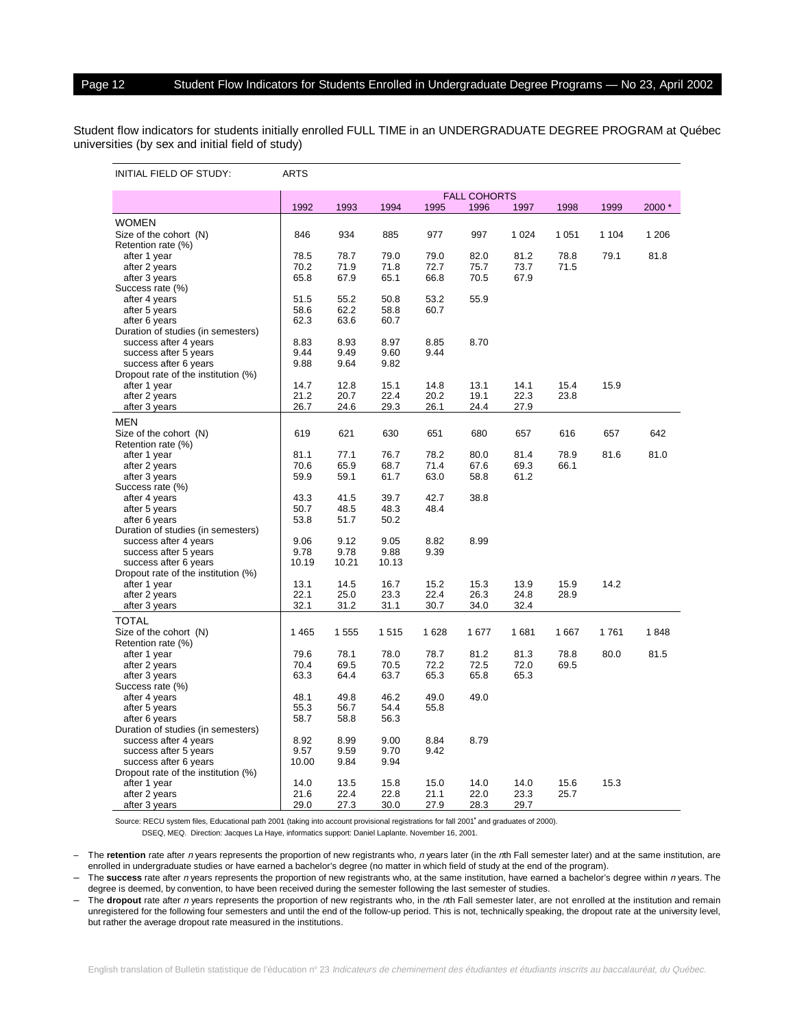Student flow indicators for students initially enrolled FULL TIME in an UNDERGRADUATE DEGREE PROGRAM at Québec universities (by sex and initial field of study)

INITIAL FIELD OF STUDY: ARTS

| | FALL COHORTS | | | | | | | | |
|---|---|---|---|---|---|---|---|---|---|
| | 1992 | 1993 | 1994 | 1995 | 1996 | 1997 | 1998 | 1999 | 2000 * |
| **WOMEN** | | | | | | | | | |
| Size of the cohort (N) | 846 | 934 | 885 | 977 | 997 | 1 024 | 1 051 | 1 104 | 1 206 |
| Retention rate (%) | | | | | | | | | |
| after 1 year | 78.5 | 78.7 | 79.0 | 79.0 | 82.0 | 81.2 | 78.8 | 79.1 | 81.8 |
| after 2 years | 70.2 | 71.9 | 71.8 | 72.7 | 75.7 | 73.7 | 71.5 | | |
| after 3 years | 65.8 | 67.9 | 65.1 | 66.8 | 70.5 | 67.9 | | | |
| Success rate (%) | | | | | | | | | |
| after 4 years | 51.5 | 55.2 | 50.8 | 53.2 | 55.9 | | | | |
| after 5 years | 58.6 | 62.2 | 58.8 | 60.7 | | | | | |
| after 6 years | 62.3 | 63.6 | 60.7 | | | | | | |
| Duration of studies (in semesters) | | | | | | | | | |
| success after 4 years | 8.83 | 8.93 | 8.97 | 8.85 | 8.70 | | | | |
| success after 5 years | 9.44 | 9.49 | 9.60 | 9.44 | | | | | |
| success after 6 years | 9.88 | 9.64 | 9.82 | | | | | | |
| Dropout rate of the institution (%) | | | | | | | | | |
| after 1 year | 14.7 | 12.8 | 15.1 | 14.8 | 13.1 | 14.1 | 15.4 | 15.9 | |
| after 2 years | 21.2 | 20.7 | 22.4 | 20.2 | 19.1 | 22.3 | 23.8 | | |
| after 3 years | 26.7 | 24.6 | 29.3 | 26.1 | 24.4 | 27.9 | | | |
| **MEN** | | | | | | | | | |
| Size of the cohort (N) | 619 | 621 | 630 | 651 | 680 | 657 | 616 | 657 | 642 |
| Retention rate (%) | | | | | | | | | |
| after 1 year | 81.1 | 77.1 | 76.7 | 78.2 | 80.0 | 81.4 | 78.9 | 81.6 | 81.0 |
| after 2 years | 70.6 | 65.9 | 68.7 | 71.4 | 67.6 | 69.3 | 66.1 | | |
| after 3 years | 59.9 | 59.1 | 61.7 | 63.0 | 58.8 | 61.2 | | | |
| Success rate (%) | | | | | | | | | |
| after 4 years | 43.3 | 41.5 | 39.7 | 42.7 | 38.8 | | | | |
| after 5 years | 50.7 | 48.5 | 48.3 | 48.4 | | | | | |
| after 6 years | 53.8 | 51.7 | 50.2 | | | | | | |
| Duration of studies (in semesters) | | | | | | | | | |
| success after 4 years | 9.06 | 9.12 | 9.05 | 8.82 | 8.99 | | | | |
| success after 5 years | 9.78 | 9.78 | 9.88 | 9.39 | | | | | |
| success after 6 years | 10.19 | 10.21 | 10.13 | | | | | | |
| Dropout rate of the institution (%) | | | | | | | | | |
| after 1 year | 13.1 | 14.5 | 16.7 | 15.2 | 15.3 | 13.9 | 15.9 | 14.2 | |
| after 2 years | 22.1 | 25.0 | 23.3 | 22.4 | 26.3 | 24.8 | 28.9 | | |
| after 3 years | 32.1 | 31.2 | 31.1 | 30.7 | 34.0 | 32.4 | | | |
| **TOTAL** | | | | | | | | | |
| Size of the cohort (N) | 1 465 | 1 555 | 1 515 | 1 628 | 1 677 | 1 681 | 1 667 | 1 761 | 1 848 |
| Retention rate (%) | | | | | | | | | |
| after 1 year | 79.6 | 78.1 | 78.0 | 78.7 | 81.2 | 81.3 | 78.8 | 80.0 | 81.5 |
| after 2 years | 70.4 | 69.5 | 70.5 | 72.2 | 72.5 | 72.0 | 69.5 | | |
| after 3 years | 63.3 | 64.4 | 63.7 | 65.3 | 65.8 | 65.3 | | | |
| Success rate (%) | | | | | | | | | |
| after 4 years | 48.1 | 49.8 | 46.2 | 49.0 | 49.0 | | | | |
| after 5 years | 55.3 | 56.7 | 54.4 | 55.8 | | | | | |
| after 6 years | 58.7 | 58.8 | 56.3 | | | | | | |
| Duration of studies (in semesters) | | | | | | | | | |
| success after 4 years | 8.92 | 8.99 | 9.00 | 8.84 | 8.79 | | | | |
| success after 5 years | 9.57 | 9.59 | 9.70 | 9.42 | | | | | |
| success after 6 years | 10.00 | 9.84 | 9.94 | | | | | | |
| Dropout rate of the institution (%) | | | | | | | | | |
| after 1 year | 14.0 | 13.5 | 15.8 | 15.0 | 14.0 | 14.0 | 15.6 | 15.3 | |
| after 2 years | 21.6 | 22.4 | 22.8 | 21.1 | 22.0 | 23.3 | 25.7 | | |
| after 3 years | 29.0 | 27.3 | 30.0 | 27.9 | 28.3 | 29.7 | | | |

Source: RECU system files, Educational path 2001 (taking into account provisional registrations for fall 2001* and graduates of 2000).
DSEQ, MEQ. Direction: Jacques La Haye, informatics support: Daniel Laplante. November 16, 2001.

– The **retention** rate after *n* years represents the proportion of new registrants who, *n* years later (in the *n*th Fall semester later) and at the same institution, are enrolled in undergraduate studies or have earned a bachelor's degree (no matter in which field of study at the end of the program).
– The **success** rate after *n* years represents the proportion of new registrants who, at the same institution, have earned a bachelor's degree within *n* years. The degree is deemed, by convention, to have been received during the semester following the last semester of studies.
– The **dropout** rate after *n* years represents the proportion of new registrants who, in the *n*th Fall semester later, are not enrolled at the institution and remain unregistered for the following four semesters and until the end of the follow-up period. This is not, technically speaking, the dropout rate at the university level, but rather the average dropout rate measured in the institutions.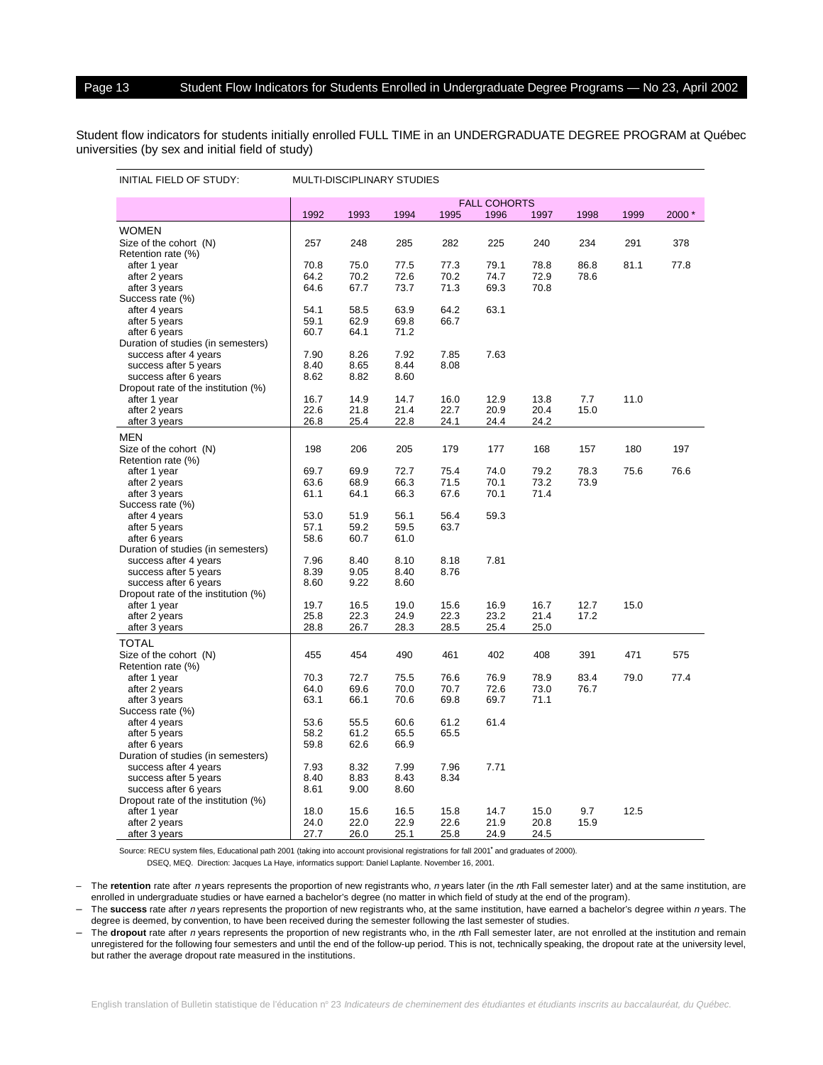Student flow indicators for students initially enrolled FULL TIME in an UNDERGRADUATE DEGREE PROGRAM at Québec universities (by sex and initial field of study)

INITIAL FIELD OF STUDY: MULTI-DISCIPLINARY STUDIES

| | FALL COHORTS | | | | | | | | |
|---|---|---|---|---|---|---|---|---|---|
| | 1992 | 1993 | 1994 | 1995 | 1996 | 1997 | 1998 | 1999 | 2000 * |
| **WOMEN** | | | | | | | | | |
| Size of the cohort (N) | 257 | 248 | 285 | 282 | 225 | 240 | 234 | 291 | 378 |
| Retention rate (%) | | | | | | | | | |
| after 1 year | 70.8 | 75.0 | 77.5 | 77.3 | 79.1 | 78.8 | 86.8 | 81.1 | 77.8 |
| after 2 years | 64.2 | 70.2 | 72.6 | 70.2 | 74.7 | 72.9 | 78.6 | | |
| after 3 years | 64.6 | 67.7 | 73.7 | 71.3 | 69.3 | 70.8 | | | |
| Success rate (%) | | | | | | | | | |
| after 4 years | 54.1 | 58.5 | 63.9 | 64.2 | 63.1 | | | | |
| after 5 years | 59.1 | 62.9 | 69.8 | 66.7 | | | | | |
| after 6 years | 60.7 | 64.1 | 71.2 | | | | | | |
| Duration of studies (in semesters) | | | | | | | | | |
| success after 4 years | 7.90 | 8.26 | 7.92 | 7.85 | 7.63 | | | | |
| success after 5 years | 8.40 | 8.65 | 8.44 | 8.08 | | | | | |
| success after 6 years | 8.62 | 8.82 | 8.60 | | | | | | |
| Dropout rate of the institution (%) | | | | | | | | | |
| after 1 year | 16.7 | 14.9 | 14.7 | 16.0 | 12.9 | 13.8 | 7.7 | 11.0 | |
| after 2 years | 22.6 | 21.8 | 21.4 | 22.7 | 20.9 | 20.4 | 15.0 | | |
| after 3 years | 26.8 | 25.4 | 22.8 | 24.1 | 24.4 | 24.2 | | | |
| **MEN** | | | | | | | | | |
| Size of the cohort (N) | 198 | 206 | 205 | 179 | 177 | 168 | 157 | 180 | 197 |
| Retention rate (%) | | | | | | | | | |
| after 1 year | 69.7 | 69.9 | 72.7 | 75.4 | 74.0 | 79.2 | 78.3 | 75.6 | 76.6 |
| after 2 years | 63.6 | 68.9 | 66.3 | 71.5 | 70.1 | 73.2 | 73.9 | | |
| after 3 years | 61.1 | 64.1 | 66.3 | 67.6 | 70.1 | 71.4 | | | |
| Success rate (%) | | | | | | | | | |
| after 4 years | 53.0 | 51.9 | 56.1 | 56.4 | 59.3 | | | | |
| after 5 years | 57.1 | 59.2 | 59.5 | 63.7 | | | | | |
| after 6 years | 58.6 | 60.7 | 61.0 | | | | | | |
| Duration of studies (in semesters) | | | | | | | | | |
| success after 4 years | 7.96 | 8.40 | 8.10 | 8.18 | 7.81 | | | | |
| success after 5 years | 8.39 | 9.05 | 8.40 | 8.76 | | | | | |
| success after 6 years | 8.60 | 9.22 | 8.60 | | | | | | |
| Dropout rate of the institution (%) | | | | | | | | | |
| after 1 year | 19.7 | 16.5 | 19.0 | 15.6 | 16.9 | 16.7 | 12.7 | 15.0 | |
| after 2 years | 25.8 | 22.3 | 24.9 | 22.3 | 23.2 | 21.4 | 17.2 | | |
| after 3 years | 28.8 | 26.7 | 28.3 | 28.5 | 25.4 | 25.0 | | | |
| **TOTAL** | | | | | | | | | |
| Size of the cohort (N) | 455 | 454 | 490 | 461 | 402 | 408 | 391 | 471 | 575 |
| Retention rate (%) | | | | | | | | | |
| after 1 year | 70.3 | 72.7 | 75.5 | 76.6 | 76.9 | 78.9 | 83.4 | 79.0 | 77.4 |
| after 2 years | 64.0 | 69.6 | 70.0 | 70.7 | 72.6 | 73.0 | 76.7 | | |
| after 3 years | 63.1 | 66.1 | 70.6 | 69.8 | 69.7 | 71.1 | | | |
| Success rate (%) | | | | | | | | | |
| after 4 years | 53.6 | 55.5 | 60.6 | 61.2 | 61.4 | | | | |
| after 5 years | 58.2 | 61.2 | 65.5 | 65.5 | | | | | |
| after 6 years | 59.8 | 62.6 | 66.9 | | | | | | |
| Duration of studies (in semesters) | | | | | | | | | |
| success after 4 years | 7.93 | 8.32 | 7.99 | 7.96 | 7.71 | | | | |
| success after 5 years | 8.40 | 8.83 | 8.43 | 8.34 | | | | | |
| success after 6 years | 8.61 | 9.00 | 8.60 | | | | | | |
| Dropout rate of the institution (%) | | | | | | | | | |
| after 1 year | 18.0 | 15.6 | 16.5 | 15.8 | 14.7 | 15.0 | 9.7 | 12.5 | |
| after 2 years | 24.0 | 22.0 | 22.9 | 22.6 | 21.9 | 20.8 | 15.9 | | |
| after 3 years | 27.7 | 26.0 | 25.1 | 25.8 | 24.9 | 24.5 | | | |

Source: RECU system files, Educational path 2001 (taking into account provisional registrations for fall 2001* and graduates of 2000).
DSEQ, MEQ. Direction: Jacques La Haye, informatics support: Daniel Laplante. November 16, 2001.

– The **retention** rate after *n* years represents the proportion of new registrants who, *n* years later (in the *n*th Fall semester later) and at the same institution, are enrolled in undergraduate studies or have earned a bachelor's degree (no matter in which field of study at the end of the program).
– The **success** rate after *n* years represents the proportion of new registrants who, at the same institution, have earned a bachelor's degree within *n* years. The degree is deemed, by convention, to have been received during the semester following the last semester of studies.
– The **dropout** rate after *n* years represents the proportion of new registrants who, in the *n*th Fall semester later, are not enrolled at the institution and remain unregistered for the following four semesters and until the end of the follow-up period. This is not, technically speaking, the dropout rate at the university level, but rather the average dropout rate measured in the institutions.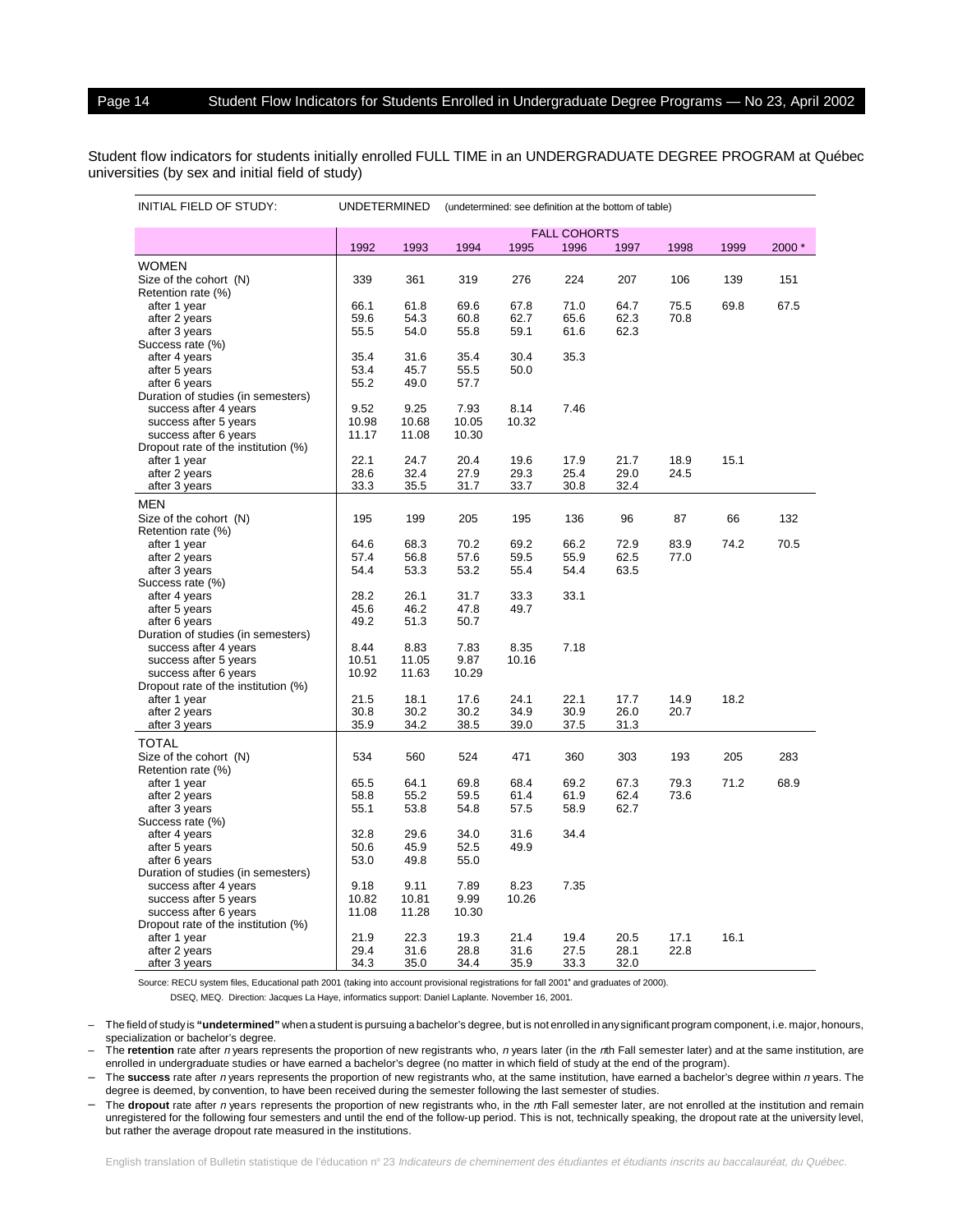Student flow indicators for students initially enrolled FULL TIME in an UNDERGRADUATE DEGREE PROGRAM at Québec universities (by sex and initial field of study)

| INITIAL FIELD OF STUDY: | UNDETERMINED (undetermined: see definition at the bottom of table) | | | | | | | | |
|---|---|---|---|---|---|---|---|---|---|
| | FALL COHORTS | | | | | | | | |
| | 1992 | 1993 | 1994 | 1995 | 1996 | 1997 | 1998 | 1999 | 2000 * |
| **WOMEN** | | | | | | | | | |
| Size of the cohort (N) | 339 | 361 | 319 | 276 | 224 | 207 | 106 | 139 | 151 |
| Retention rate (%) | | | | | | | | | |
| after 1 year | 66.1 | 61.8 | 69.6 | 67.8 | 71.0 | 64.7 | 75.5 | 69.8 | 67.5 |
| after 2 years | 59.6 | 54.3 | 60.8 | 62.7 | 65.6 | 62.3 | 70.8 | | |
| after 3 years | 55.5 | 54.0 | 55.8 | 59.1 | 61.6 | 62.3 | | | |
| Success rate (%) | | | | | | | | | |
| after 4 years | 35.4 | 31.6 | 35.4 | 30.4 | 35.3 | | | | |
| after 5 years | 53.4 | 45.7 | 55.5 | 50.0 | | | | | |
| after 6 years | 55.2 | 49.0 | 57.7 | | | | | | |
| Duration of studies (in semesters) | | | | | | | | | |
| success after 4 years | 9.52 | 9.25 | 7.93 | 8.14 | 7.46 | | | | |
| success after 5 years | 10.98 | 10.68 | 10.05 | 10.32 | | | | | |
| success after 6 years | 11.17 | 11.08 | 10.30 | | | | | | |
| Dropout rate of the institution (%) | | | | | | | | | |
| after 1 year | 22.1 | 24.7 | 20.4 | 19.6 | 17.9 | 21.7 | 18.9 | 15.1 | |
| after 2 years | 28.6 | 32.4 | 27.9 | 29.3 | 25.4 | 29.0 | 24.5 | | |
| after 3 years | 33.3 | 35.5 | 31.7 | 33.7 | 30.8 | 32.4 | | | |
| **MEN** | | | | | | | | | |
| Size of the cohort (N) | 195 | 199 | 205 | 195 | 136 | 96 | 87 | 66 | 132 |
| Retention rate (%) | | | | | | | | | |
| after 1 year | 64.6 | 68.3 | 70.2 | 69.2 | 66.2 | 72.9 | 83.9 | 74.2 | 70.5 |
| after 2 years | 57.4 | 56.8 | 57.6 | 59.5 | 55.9 | 62.5 | 77.0 | | |
| after 3 years | 54.4 | 53.3 | 53.2 | 55.4 | 54.4 | 63.5 | | | |
| Success rate (%) | | | | | | | | | |
| after 4 years | 28.2 | 26.1 | 31.7 | 33.3 | 33.1 | | | | |
| after 5 years | 45.6 | 46.2 | 47.8 | 49.7 | | | | | |
| after 6 years | 49.2 | 51.3 | 50.7 | | | | | | |
| Duration of studies (in semesters) | | | | | | | | | |
| success after 4 years | 8.44 | 8.83 | 7.83 | 8.35 | 7.18 | | | | |
| success after 5 years | 10.51 | 11.05 | 9.87 | 10.16 | | | | | |
| success after 6 years | 10.92 | 11.63 | 10.29 | | | | | | |
| Dropout rate of the institution (%) | | | | | | | | | |
| after 1 year | 21.5 | 18.1 | 17.6 | 24.1 | 22.1 | 17.7 | 14.9 | 18.2 | |
| after 2 years | 30.8 | 30.2 | 30.2 | 34.9 | 30.9 | 26.0 | 20.7 | | |
| after 3 years | 35.9 | 34.2 | 38.5 | 39.0 | 37.5 | 31.3 | | | |
| **TOTAL** | | | | | | | | | |
| Size of the cohort (N) | 534 | 560 | 524 | 471 | 360 | 303 | 193 | 205 | 283 |
| Retention rate (%) | | | | | | | | | |
| after 1 year | 65.5 | 64.1 | 69.8 | 68.4 | 69.2 | 67.3 | 79.3 | 71.2 | 68.9 |
| after 2 years | 58.8 | 55.2 | 59.5 | 61.4 | 61.9 | 62.4 | 73.6 | | |
| after 3 years | 55.1 | 53.8 | 54.8 | 57.5 | 58.9 | 62.7 | | | |
| Success rate (%) | | | | | | | | | |
| after 4 years | 32.8 | 29.6 | 34.0 | 31.6 | 34.4 | | | | |
| after 5 years | 50.6 | 45.9 | 52.5 | 49.9 | | | | | |
| after 6 years | 53.0 | 49.8 | 55.0 | | | | | | |
| Duration of studies (in semesters) | | | | | | | | | |
| success after 4 years | 9.18 | 9.11 | 7.89 | 8.23 | 7.35 | | | | |
| success after 5 years | 10.82 | 10.81 | 9.99 | 10.26 | | | | | |
| success after 6 years | 11.08 | 11.28 | 10.30 | | | | | | |
| Dropout rate of the institution (%) | | | | | | | | | |
| after 1 year | 21.9 | 22.3 | 19.3 | 21.4 | 19.4 | 20.5 | 17.1 | 16.1 | |
| after 2 years | 29.4 | 31.6 | 28.8 | 31.6 | 27.5 | 28.1 | 22.8 | | |
| after 3 years | 34.3 | 35.0 | 34.4 | 35.9 | 33.3 | 32.0 | | | |

Source: RECU system files, Educational path 2001 (taking into account provisional registrations for fall 2001* and graduates of 2000).
DSEQ, MEQ. Direction: Jacques La Haye, informatics support: Daniel Laplante. November 16, 2001.

- The field of study is **"undetermined"** when a student is pursuing a bachelor's degree, but is not enrolled in any significant program component, i.e. major, honours, specialization or bachelor's degree.
- The **retention** rate after *n* years represents the proportion of new registrants who, *n* years later (in the *n*th Fall semester later) and at the same institution, are enrolled in undergraduate studies or have earned a bachelor's degree (no matter in which field of study at the end of the program).
- The **success** rate after *n* years represents the proportion of new registrants who, at the same institution, have earned a bachelor's degree within *n* years. The degree is deemed, by convention, to have been received during the semester following the last semester of studies.
- The **dropout** rate after *n* years represents the proportion of new registrants who, in the *n*th Fall semester later, are not enrolled at the institution and remain unregistered for the following four semesters and until the end of the follow-up period. This is not, technically speaking, the dropout rate at the university level, but rather the average dropout rate measured in the institutions.

English translation of Bulletin statistique de l'éducation nº 23 *Indicateurs de cheminement des étudiantes et étudiants inscrits au baccalauréat, du Québec.*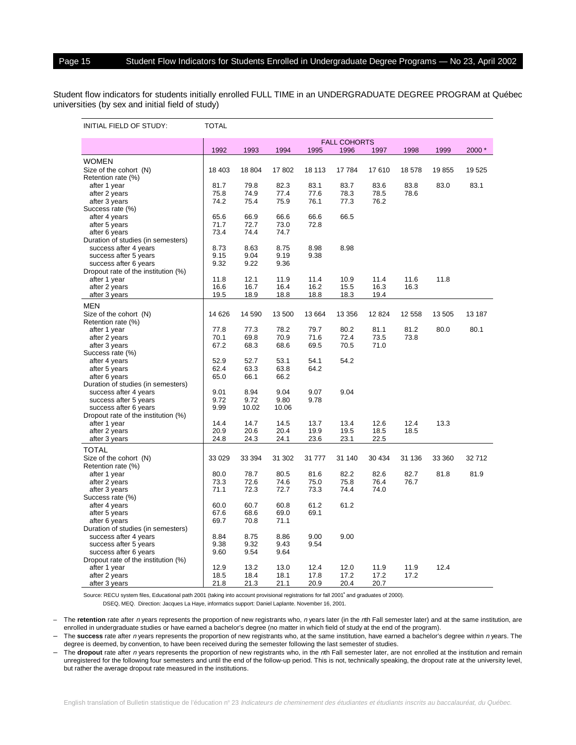Student flow indicators for students initially enrolled FULL TIME in an UNDERGRADUATE DEGREE PROGRAM at Québec universities (by sex and initial field of study)

| INITIAL FIELD OF STUDY: | TOTAL | | | | | | | | |
|---|---|---|---|---|---|---|---|---|---|
| | FALL COHORTS | | | | | | | | |
| | 1992 | 1993 | 1994 | 1995 | 1996 | 1997 | 1998 | 1999 | 2000 * |
| **WOMEN** | | | | | | | | | |
| Size of the cohort (N) | 18 403 | 18 804 | 17 802 | 18 113 | 17 784 | 17 610 | 18 578 | 19 855 | 19 525 |
| Retention rate (%) | | | | | | | | | |
| after 1 year | 81.7 | 79.8 | 82.3 | 83.1 | 83.7 | 83.6 | 83.8 | 83.0 | 83.1 |
| after 2 years | 75.8 | 74.9 | 77.4 | 77.6 | 78.3 | 78.5 | 78.6 | | |
| after 3 years | 74.2 | 75.4 | 75.9 | 76.1 | 77.3 | 76.2 | | | |
| Success rate (%) | | | | | | | | | |
| after 4 years | 65.6 | 66.9 | 66.6 | 66.6 | 66.5 | | | | |
| after 5 years | 71.7 | 72.7 | 73.0 | 72.8 | | | | | |
| after 6 years | 73.4 | 74.4 | 74.7 | | | | | | |
| Duration of studies (in semesters) | | | | | | | | | |
| success after 4 years | 8.73 | 8.63 | 8.75 | 8.98 | 8.98 | | | | |
| success after 5 years | 9.15 | 9.04 | 9.19 | 9.38 | | | | | |
| success after 6 years | 9.32 | 9.22 | 9.36 | | | | | | |
| Dropout rate of the institution (%) | | | | | | | | | |
| after 1 year | 11.8 | 12.1 | 11.9 | 11.4 | 10.9 | 11.4 | 11.6 | 11.8 | |
| after 2 years | 16.6 | 16.7 | 16.4 | 16.2 | 15.5 | 16.3 | 16.3 | | |
| after 3 years | 19.5 | 18.9 | 18.8 | 18.8 | 18.3 | 19.4 | | | |
| **MEN** | | | | | | | | | |
| Size of the cohort (N) | 14 626 | 14 590 | 13 500 | 13 664 | 13 356 | 12 824 | 12 558 | 13 505 | 13 187 |
| Retention rate (%) | | | | | | | | | |
| after 1 year | 77.8 | 77.3 | 78.2 | 79.7 | 80.2 | 81.1 | 81.2 | 80.0 | 80.1 |
| after 2 years | 70.1 | 69.8 | 70.9 | 71.6 | 72.4 | 73.5 | 73.8 | | |
| after 3 years | 67.2 | 68.3 | 68.6 | 69.5 | 70.5 | 71.0 | | | |
| Success rate (%) | | | | | | | | | |
| after 4 years | 52.9 | 52.7 | 53.1 | 54.1 | 54.2 | | | | |
| after 5 years | 62.4 | 63.3 | 63.8 | 64.2 | | | | | |
| after 6 years | 65.0 | 66.1 | 66.2 | | | | | | |
| Duration of studies (in semesters) | | | | | | | | | |
| success after 4 years | 9.01 | 8.94 | 9.04 | 9.07 | 9.04 | | | | |
| success after 5 years | 9.72 | 9.72 | 9.80 | 9.78 | | | | | |
| success after 6 years | 9.99 | 10.02 | 10.06 | | | | | | |
| Dropout rate of the institution (%) | | | | | | | | | |
| after 1 year | 14.4 | 14.7 | 14.5 | 13.7 | 13.4 | 12.6 | 12.4 | 13.3 | |
| after 2 years | 20.9 | 20.6 | 20.4 | 19.9 | 19.5 | 18.5 | 18.5 | | |
| after 3 years | 24.8 | 24.3 | 24.1 | 23.6 | 23.1 | 22.5 | | | |
| **TOTAL** | | | | | | | | | |
| Size of the cohort (N) | 33 029 | 33 394 | 31 302 | 31 777 | 31 140 | 30 434 | 31 136 | 33 360 | 32 712 |
| Retention rate (%) | | | | | | | | | |
| after 1 year | 80.0 | 78.7 | 80.5 | 81.6 | 82.2 | 82.6 | 82.7 | 81.8 | 81.9 |
| after 2 years | 73.3 | 72.6 | 74.6 | 75.0 | 75.8 | 76.4 | 76.7 | | |
| after 3 years | 71.1 | 72.3 | 72.7 | 73.3 | 74.4 | 74.0 | | | |
| Success rate (%) | | | | | | | | | |
| after 4 years | 60.0 | 60.7 | 60.8 | 61.2 | 61.2 | | | | |
| after 5 years | 67.6 | 68.6 | 69.0 | 69.1 | | | | | |
| after 6 years | 69.7 | 70.8 | 71.1 | | | | | | |
| Duration of studies (in semesters) | | | | | | | | | |
| success after 4 years | 8.84 | 8.75 | 8.86 | 9.00 | 9.00 | | | | |
| success after 5 years | 9.38 | 9.32 | 9.43 | 9.54 | | | | | |
| success after 6 years | 9.60 | 9.54 | 9.64 | | | | | | |
| Dropout rate of the institution (%) | | | | | | | | | |
| after 1 year | 12.9 | 13.2 | 13.0 | 12.4 | 12.0 | 11.9 | 11.9 | 12.4 | |
| after 2 years | 18.5 | 18.4 | 18.1 | 17.8 | 17.2 | 17.2 | 17.2 | | |
| after 3 years | 21.8 | 21.3 | 21.1 | 20.9 | 20.4 | 20.7 | | | |

Source: RECU system files, Educational path 2001 (taking into account provisional registrations for fall 2001* and graduates of 2000).
DSEQ, MEQ. Direction: Jacques La Haye, informatics support: Daniel Laplante. November 16, 2001.

- The **retention** rate after *n* years represents the proportion of new registrants who, *n* years later (in the *n*th Fall semester later) and at the same institution, are enrolled in undergraduate studies or have earned a bachelor's degree (no matter in which field of study at the end of the program).
- The **success** rate after *n* years represents the proportion of new registrants who, at the same institution, have earned a bachelor's degree within *n* years. The degree is deemed, by convention, to have been received during the semester following the last semester of studies.
- The **dropout** rate after *n* years represents the proportion of new registrants who, in the *n*th Fall semester later, are not enrolled at the institution and remain unregistered for the following four semesters and until the end of the follow-up period. This is not, technically speaking, the dropout rate at the university level, but rather the average dropout rate measured in the institutions.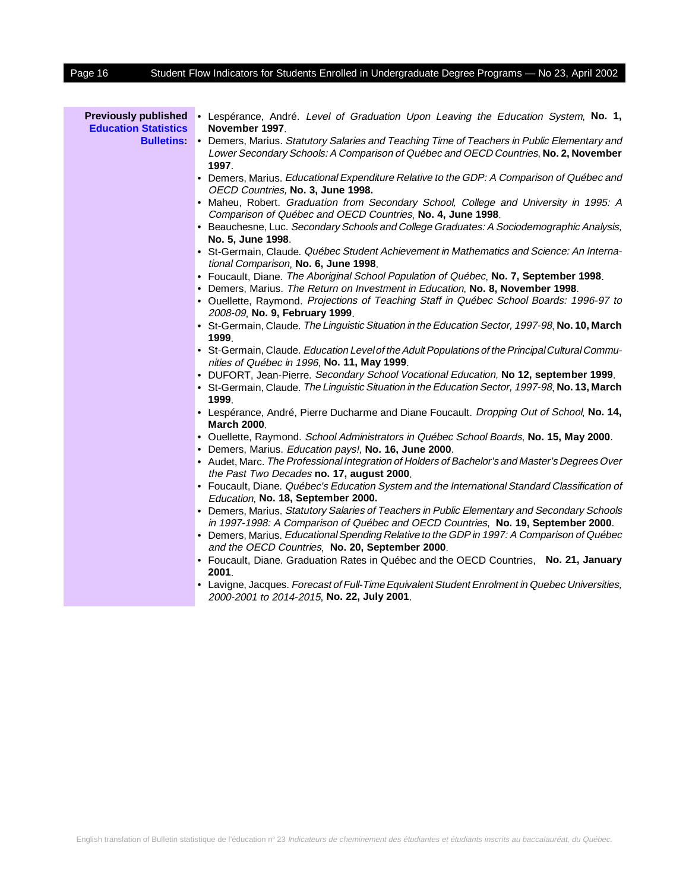**Previously published Education Statistics Bulletins:**

- Lespérance, André. *Level of Graduation Upon Leaving the Education System*, **No. 1, November 1997**.
- Demers, Marius. *Statutory Salaries and Teaching Time of Teachers in Public Elementary and Lower Secondary Schools: A Comparison of Québec and OECD Countries*, **No. 2, November 1997**.
- Demers, Marius. *Educational Expenditure Relative to the GDP: A Comparison of Québec and OECD Countries,* **No. 3, June 1998.**
- Maheu, Robert. *Graduation from Secondary School, College and University in 1995: A Comparison of Québec and OECD Countries*, **No. 4, June 1998**.
- Beauchesne, Luc. *Secondary Schools and College Graduates: A Sociodemographic Analysis,* **No. 5, June 1998**.
- St-Germain, Claude. *Québec Student Achievement in Mathematics and Science: An International Comparison*, **No. 6, June 1998**.
- Foucault, Diane. *The Aboriginal School Population of Québec*, **No. 7, September 1998**.
- Demers, Marius. *The Return on Investment in Education*, **No. 8, November 1998**.
- Ouellette, Raymond. *Projections of Teaching Staff in Québec School Boards: 1996-97 to 2008-09*, **No. 9, February 1999**.
- St-Germain, Claude. *The Linguistic Situation in the Education Sector, 1997-98*, **No. 10, March 1999**.
- St-Germain, Claude. *Education Level of the Adult Populations of the Principal Cultural Communities of Québec in 1996*, **No. 11, May 1999**.
- DUFORT, Jean-Pierre. *Secondary School Vocational Education,* **No 12, september 1999**.
- St-Germain, Claude. *The Linguistic Situation in the Education Sector, 1997-98*, **No. 13, March 1999**.
- Lespérance, André, Pierre Ducharme and Diane Foucault. *Dropping Out of School*, **No. 14, March 2000**.
- Ouellette, Raymond. *School Administrators in Québec School Boards*, **No. 15, May 2000**.
- Demers, Marius. *Education pays!*, **No. 16, June 2000**.
- Audet, Marc. *The Professional Integration of Holders of Bachelor's and Master's Degrees Over the Past Two Decades* **no. 17, august 2000**.
- Foucault, Diane. *Québec's Education System and the International Standard Classification of Education*, **No. 18, September 2000.**
- Demers, Marius. *Statutory Salaries of Teachers in Public Elementary and Secondary Schools in 1997-1998: A Comparison of Québec and OECD Countries*, **No. 19, September 2000**.
- Demers, Marius. *Educational Spending Relative to the GDP in 1997: A Comparison of Québec and the OECD Countries*, **No. 20, September 2000**.
- Foucault, Diane. Graduation Rates in Québec and the OECD Countries, **No. 21, January 2001**.
- Lavigne, Jacques. *Forecast of Full-Time Equivalent Student Enrolment in Quebec Universities, 2000-2001 to 2014-2015*, **No. 22, July 2001**.

English translation of Bulletin statistique de l'éducation n° 23 *Indicateurs de cheminement des étudiantes et étudiants inscrits au baccalauréat, du Québec.*